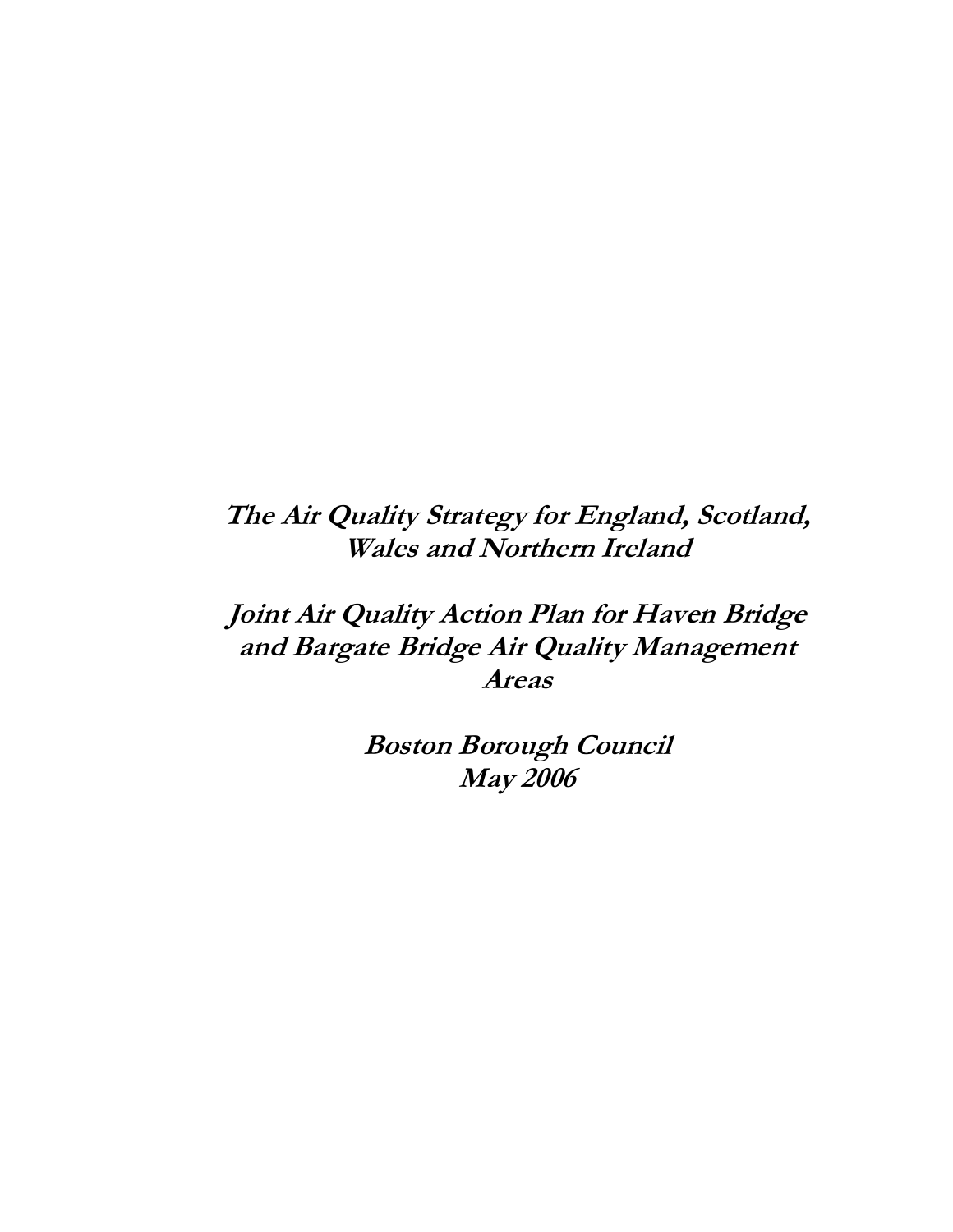***The Air Quality Strategy for England, Scotland, Wales and Northern Ireland***

***Joint Air Quality Action Plan for Haven Bridge and Bargate Bridge Air Quality Management Areas***

***Boston Borough Council***
***May 2006***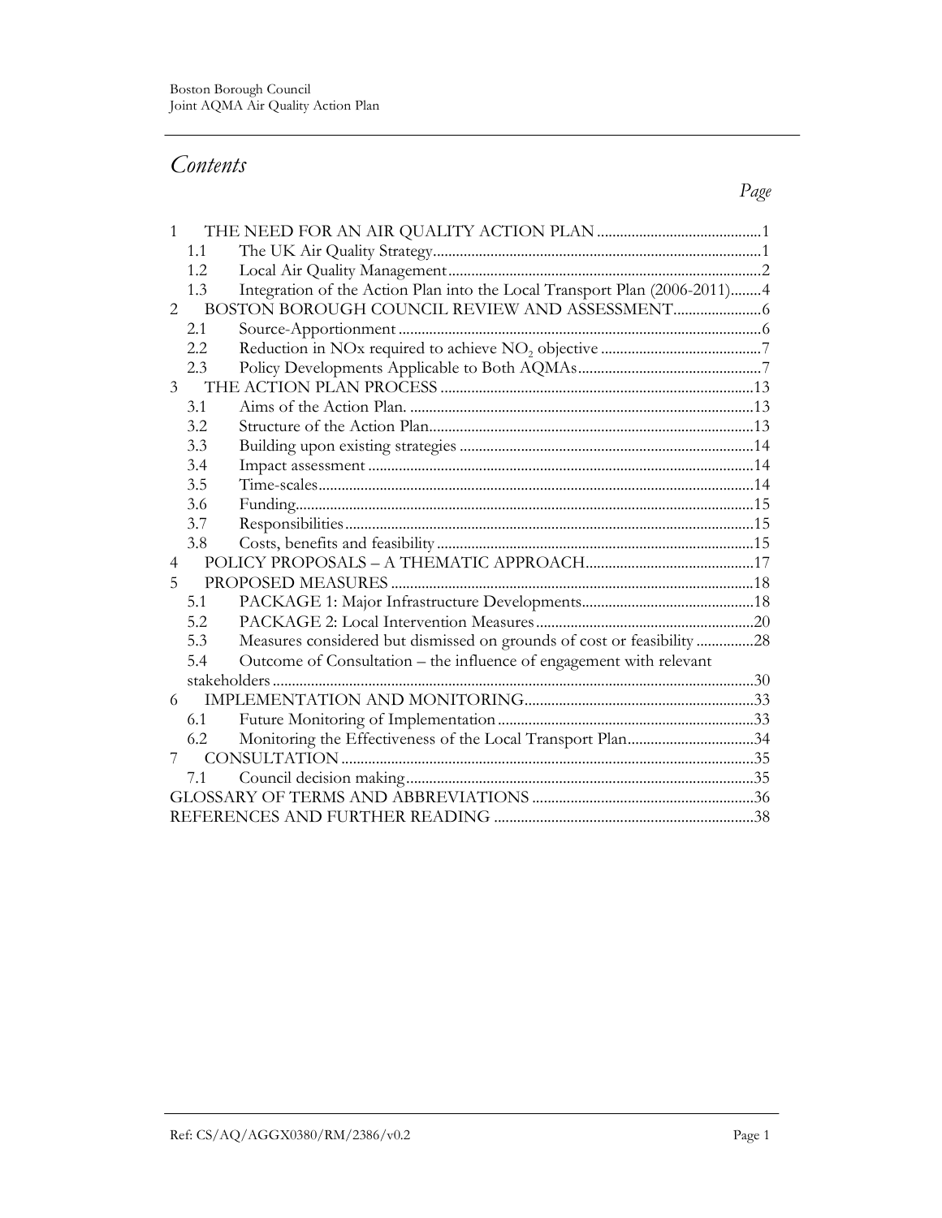# Contents

*Page*

| | | |
|---|---|---|
| 1 | THE NEED FOR AN AIR QUALITY ACTION PLAN | 1 |
| 1.1 | The UK Air Quality Strategy | 1 |
| 1.2 | Local Air Quality Management | 2 |
| 1.3 | Integration of the Action Plan into the Local Transport Plan (2006-2011) | 4 |
| 2 | BOSTON BOROUGH COUNCIL REVIEW AND ASSESSMENT | 6 |
| 2.1 | Source-Apportionment | 6 |
| 2.2 | Reduction in NOx required to achieve $NO_2$ objective | 7 |
| 2.3 | Policy Developments Applicable to Both AQMAs | 7 |
| 3 | THE ACTION PLAN PROCESS | 13 |
| 3.1 | Aims of the Action Plan. | 13 |
| 3.2 | Structure of the Action Plan | 13 |
| 3.3 | Building upon existing strategies | 14 |
| 3.4 | Impact assessment | 14 |
| 3.5 | Time-scales | 14 |
| 3.6 | Funding | 15 |
| 3.7 | Responsibilities | 15 |
| 3.8 | Costs, benefits and feasibility | 15 |
| 4 | POLICY PROPOSALS – A THEMATIC APPROACH | 17 |
| 5 | PROPOSED MEASURES | 18 |
| 5.1 | PACKAGE 1: Major Infrastructure Developments | 18 |
| 5.2 | PACKAGE 2: Local Intervention Measures | 20 |
| 5.3 | Measures considered but dismissed on grounds of cost or feasibility | 28 |
| 5.4 | Outcome of Consultation – the influence of engagement with relevant stakeholders | 30 |
| 6 | IMPLEMENTATION AND MONITORING | 33 |
| 6.1 | Future Monitoring of Implementation | 33 |
| 6.2 | Monitoring the Effectiveness of the Local Transport Plan | 34 |
| 7 | CONSULTATION | 35 |
| 7.1 | Council decision making | 35 |
| | GLOSSARY OF TERMS AND ABBREVIATIONS | 36 |
| | REFERENCES AND FURTHER READING | 38 |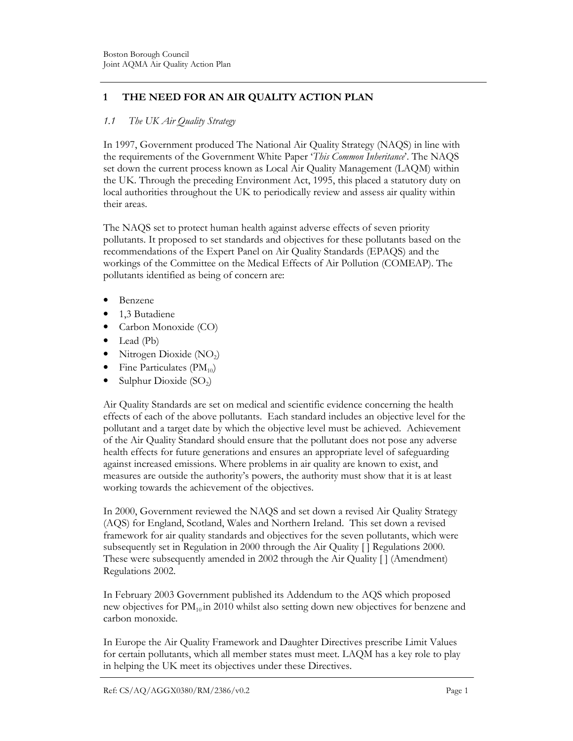# 1 THE NEED FOR AN AIR QUALITY ACTION PLAN

## *1.1 The UK Air Quality Strategy*

In 1997, Government produced The National Air Quality Strategy (NAQS) in line with the requirements of the Government White Paper '*This Common Inheritance*'. The NAQS set down the current process known as Local Air Quality Management (LAQM) within the UK. Through the preceding Environment Act, 1995, this placed a statutory duty on local authorities throughout the UK to periodically review and assess air quality within their areas.

The NAQS set to protect human health against adverse effects of seven priority pollutants. It proposed to set standards and objectives for these pollutants based on the recommendations of the Expert Panel on Air Quality Standards (EPAQS) and the workings of the Committee on the Medical Effects of Air Pollution (COMEAP). The pollutants identified as being of concern are:

- Benzene
- 1,3 Butadiene
- Carbon Monoxide (CO)
- Lead (Pb)
- Nitrogen Dioxide ($NO_2$)
- Fine Particulates ($PM_{10}$)
- Sulphur Dioxide ($SO_2$)

Air Quality Standards are set on medical and scientific evidence concerning the health effects of each of the above pollutants. Each standard includes an objective level for the pollutant and a target date by which the objective level must be achieved. Achievement of the Air Quality Standard should ensure that the pollutant does not pose any adverse health effects for future generations and ensures an appropriate level of safeguarding against increased emissions. Where problems in air quality are known to exist, and measures are outside the authority's powers, the authority must show that it is at least working towards the achievement of the objectives.

In 2000, Government reviewed the NAQS and set down a revised Air Quality Strategy (AQS) for England, Scotland, Wales and Northern Ireland. This set down a revised framework for air quality standards and objectives for the seven pollutants, which were subsequently set in Regulation in 2000 through the Air Quality [ ] Regulations 2000. These were subsequently amended in 2002 through the Air Quality [ ] (Amendment) Regulations 2002.

In February 2003 Government published its Addendum to the AQS which proposed new objectives for $PM_{10}$ in 2010 whilst also setting down new objectives for benzene and carbon monoxide.

In Europe the Air Quality Framework and Daughter Directives prescribe Limit Values for certain pollutants, which all member states must meet. LAQM has a key role to play in helping the UK meet its objectives under these Directives.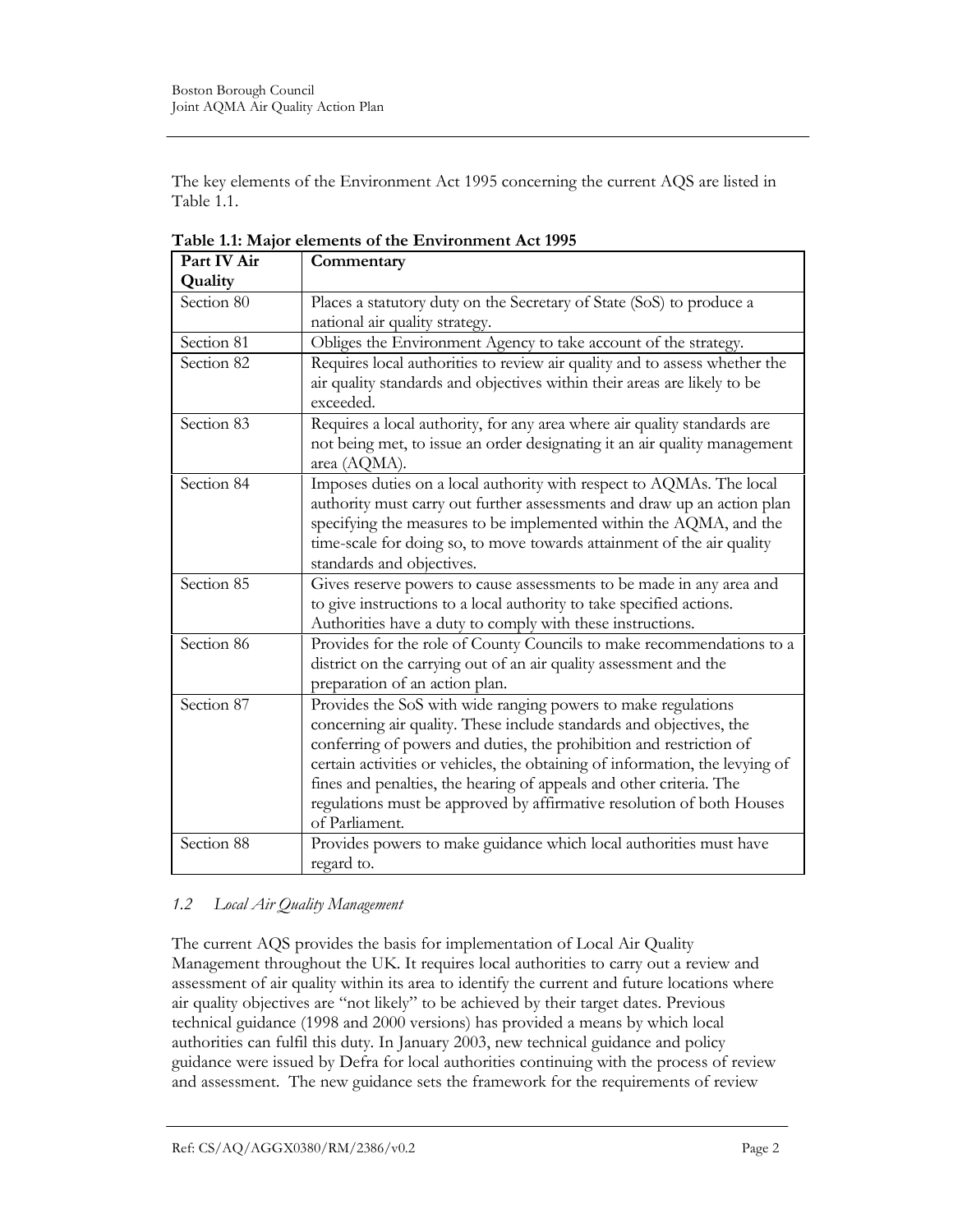The key elements of the Environment Act 1995 concerning the current AQS are listed in Table 1.1.

**Table 1.1: Major elements of the Environment Act 1995**

| Part IV Air Quality | Commentary |
|---|---|
| Section 80 | Places a statutory duty on the Secretary of State (SoS) to produce a national air quality strategy. |
| Section 81 | Obliges the Environment Agency to take account of the strategy. |
| Section 82 | Requires local authorities to review air quality and to assess whether the air quality standards and objectives within their areas are likely to be exceeded. |
| Section 83 | Requires a local authority, for any area where air quality standards are not being met, to issue an order designating it an air quality management area (AQMA). |
| Section 84 | Imposes duties on a local authority with respect to AQMAs. The local authority must carry out further assessments and draw up an action plan specifying the measures to be implemented within the AQMA, and the time-scale for doing so, to move towards attainment of the air quality standards and objectives. |
| Section 85 | Gives reserve powers to cause assessments to be made in any area and to give instructions to a local authority to take specified actions. Authorities have a duty to comply with these instructions. |
| Section 86 | Provides for the role of County Councils to make recommendations to a district on the carrying out of an air quality assessment and the preparation of an action plan. |
| Section 87 | Provides the SoS with wide ranging powers to make regulations concerning air quality. These include standards and objectives, the conferring of powers and duties, the prohibition and restriction of certain activities or vehicles, the obtaining of information, the levying of fines and penalties, the hearing of appeals and other criteria. The regulations must be approved by affirmative resolution of both Houses of Parliament. |
| Section 88 | Provides powers to make guidance which local authorities must have regard to. |

### *1.2 Local Air Quality Management*

The current AQS provides the basis for implementation of Local Air Quality Management throughout the UK. It requires local authorities to carry out a review and assessment of air quality within its area to identify the current and future locations where air quality objectives are "not likely" to be achieved by their target dates. Previous technical guidance (1998 and 2000 versions) has provided a means by which local authorities can fulfil this duty. In January 2003, new technical guidance and policy guidance were issued by Defra for local authorities continuing with the process of review and assessment. The new guidance sets the framework for the requirements of review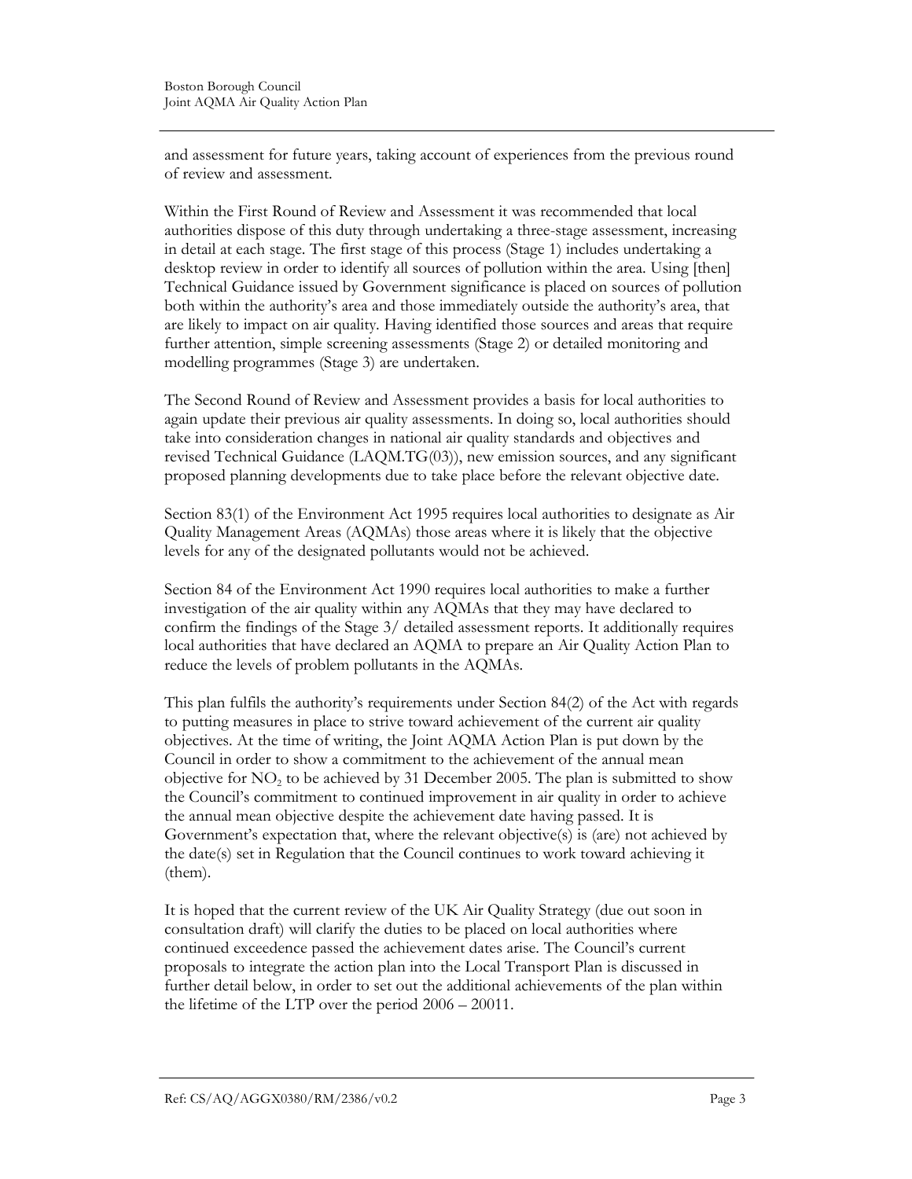and assessment for future years, taking account of experiences from the previous round of review and assessment.

Within the First Round of Review and Assessment it was recommended that local authorities dispose of this duty through undertaking a three-stage assessment, increasing in detail at each stage. The first stage of this process (Stage 1) includes undertaking a desktop review in order to identify all sources of pollution within the area. Using [then] Technical Guidance issued by Government significance is placed on sources of pollution both within the authority's area and those immediately outside the authority's area, that are likely to impact on air quality. Having identified those sources and areas that require further attention, simple screening assessments (Stage 2) or detailed monitoring and modelling programmes (Stage 3) are undertaken.

The Second Round of Review and Assessment provides a basis for local authorities to again update their previous air quality assessments. In doing so, local authorities should take into consideration changes in national air quality standards and objectives and revised Technical Guidance (LAQM.TG(03)), new emission sources, and any significant proposed planning developments due to take place before the relevant objective date.

Section 83(1) of the Environment Act 1995 requires local authorities to designate as Air Quality Management Areas (AQMAs) those areas where it is likely that the objective levels for any of the designated pollutants would not be achieved.

Section 84 of the Environment Act 1990 requires local authorities to make a further investigation of the air quality within any AQMAs that they may have declared to confirm the findings of the Stage 3/ detailed assessment reports. It additionally requires local authorities that have declared an AQMA to prepare an Air Quality Action Plan to reduce the levels of problem pollutants in the AQMAs.

This plan fulfils the authority's requirements under Section 84(2) of the Act with regards to putting measures in place to strive toward achievement of the current air quality objectives. At the time of writing, the Joint AQMA Action Plan is put down by the Council in order to show a commitment to the achievement of the annual mean objective for $NO_2$ to be achieved by 31 December 2005. The plan is submitted to show the Council's commitment to continued improvement in air quality in order to achieve the annual mean objective despite the achievement date having passed. It is Government's expectation that, where the relevant objective(s) is (are) not achieved by the date(s) set in Regulation that the Council continues to work toward achieving it (them).

It is hoped that the current review of the UK Air Quality Strategy (due out soon in consultation draft) will clarify the duties to be placed on local authorities where continued exceedence passed the achievement dates arise. The Council's current proposals to integrate the action plan into the Local Transport Plan is discussed in further detail below, in order to set out the additional achievements of the plan within the lifetime of the LTP over the period 2006 – 20011.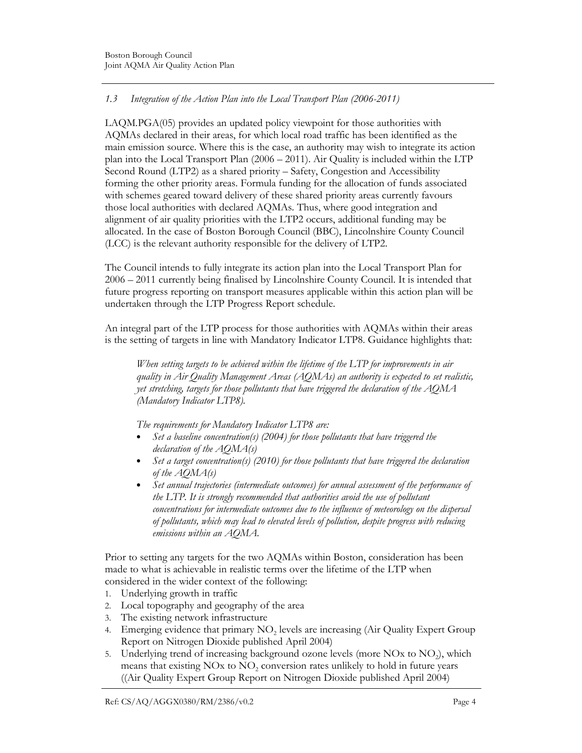### *1.3 Integration of the Action Plan into the Local Transport Plan (2006-2011)*

LAQM.PGA(05) provides an updated policy viewpoint for those authorities with AQMAs declared in their areas, for which local road traffic has been identified as the main emission source. Where this is the case, an authority may wish to integrate its action plan into the Local Transport Plan (2006 – 2011). Air Quality is included within the LTP Second Round (LTP2) as a shared priority – Safety, Congestion and Accessibility forming the other priority areas. Formula funding for the allocation of funds associated with schemes geared toward delivery of these shared priority areas currently favours those local authorities with declared AQMAs. Thus, where good integration and alignment of air quality priorities with the LTP2 occurs, additional funding may be allocated. In the case of Boston Borough Council (BBC), Lincolnshire County Council (LCC) is the relevant authority responsible for the delivery of LTP2.

The Council intends to fully integrate its action plan into the Local Transport Plan for 2006 – 2011 currently being finalised by Lincolnshire County Council. It is intended that future progress reporting on transport measures applicable within this action plan will be undertaken through the LTP Progress Report schedule.

An integral part of the LTP process for those authorities with AQMAs within their areas is the setting of targets in line with Mandatory Indicator LTP8. Guidance highlights that:

> *When setting targets to be achieved within the lifetime of the LTP for improvements in air quality in Air Quality Management Areas (AQMAs) an authority is expected to set realistic, yet stretching, targets for those pollutants that have triggered the declaration of the AQMA (Mandatory Indicator LTP8).*
>
> *The requirements for Mandatory Indicator LTP8 are:*
>
> - *Set a baseline concentration(s) (2004) for those pollutants that have triggered the declaration of the AQMA(s)*
> - *Set a target concentration(s) (2010) for those pollutants that have triggered the declaration of the AQMA(s)*
> - *Set annual trajectories (intermediate outcomes) for annual assessment of the performance of the LTP. It is strongly recommended that authorities avoid the use of pollutant concentrations for intermediate outcomes due to the influence of meteorology on the dispersal of pollutants, which may lead to elevated levels of pollution, despite progress with reducing emissions within an AQMA.*

Prior to setting any targets for the two AQMAs within Boston, consideration has been made to what is achievable in realistic terms over the lifetime of the LTP when considered in the wider context of the following:

1. Underlying growth in traffic
2. Local topography and geography of the area
3. The existing network infrastructure
4. Emerging evidence that primary $NO_2$ levels are increasing (Air Quality Expert Group Report on Nitrogen Dioxide published April 2004)
5. Underlying trend of increasing background ozone levels (more NOx to $NO_2$), which means that existing NOx to $NO_2$ conversion rates unlikely to hold in future years ((Air Quality Expert Group Report on Nitrogen Dioxide published April 2004)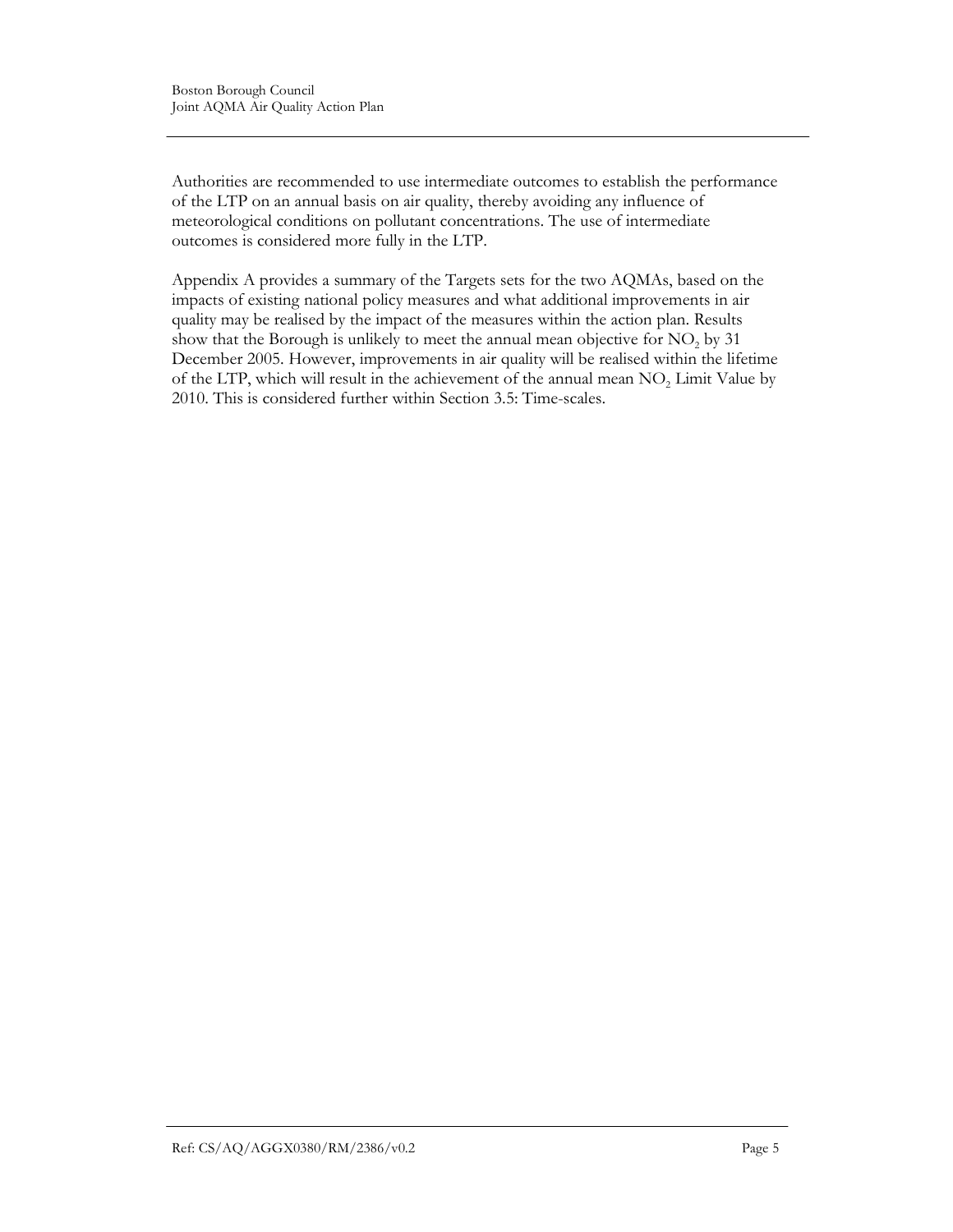Authorities are recommended to use intermediate outcomes to establish the performance of the LTP on an annual basis on air quality, thereby avoiding any influence of meteorological conditions on pollutant concentrations. The use of intermediate outcomes is considered more fully in the LTP.

Appendix A provides a summary of the Targets sets for the two AQMAs, based on the impacts of existing national policy measures and what additional improvements in air quality may be realised by the impact of the measures within the action plan. Results show that the Borough is unlikely to meet the annual mean objective for $NO_2$ by 31 December 2005. However, improvements in air quality will be realised within the lifetime of the LTP, which will result in the achievement of the annual mean $NO_2$ Limit Value by 2010. This is considered further within Section 3.5: Time-scales.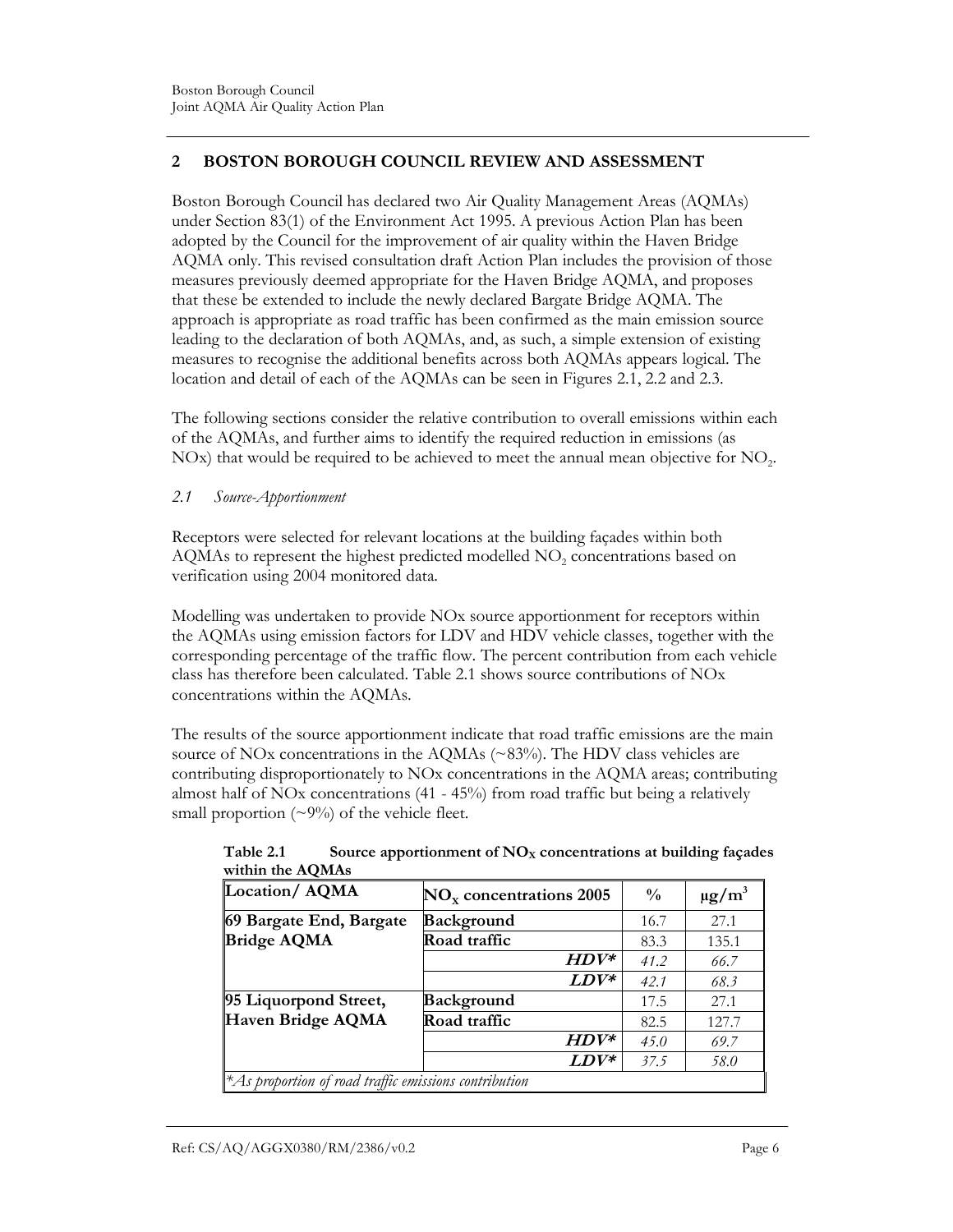## 2 BOSTON BOROUGH COUNCIL REVIEW AND ASSESSMENT

Boston Borough Council has declared two Air Quality Management Areas (AQMAs) under Section 83(1) of the Environment Act 1995. A previous Action Plan has been adopted by the Council for the improvement of air quality within the Haven Bridge AQMA only. This revised consultation draft Action Plan includes the provision of those measures previously deemed appropriate for the Haven Bridge AQMA, and proposes that these be extended to include the newly declared Bargate Bridge AQMA. The approach is appropriate as road traffic has been confirmed as the main emission source leading to the declaration of both AQMAs, and, as such, a simple extension of existing measures to recognise the additional benefits across both AQMAs appears logical. The location and detail of each of the AQMAs can be seen in Figures 2.1, 2.2 and 2.3.

The following sections consider the relative contribution to overall emissions within each of the AQMAs, and further aims to identify the required reduction in emissions (as NOx) that would be required to be achieved to meet the annual mean objective for $NO_2$.

### *2.1 Source-Apportionment*

Receptors were selected for relevant locations at the building façades within both AQMAs to represent the highest predicted modelled $NO_2$ concentrations based on verification using 2004 monitored data.

Modelling was undertaken to provide NOx source apportionment for receptors within the AQMAs using emission factors for LDV and HDV vehicle classes, together with the corresponding percentage of the traffic flow. The percent contribution from each vehicle class has therefore been calculated. Table 2.1 shows source contributions of NOx concentrations within the AQMAs.

The results of the source apportionment indicate that road traffic emissions are the main source of NOx concentrations in the AQMAs (~83%). The HDV class vehicles are contributing disproportionately to NOx concentrations in the AQMA areas; contributing almost half of NOx concentrations (41 - 45%) from road traffic but being a relatively small proportion (~9%) of the vehicle fleet.

**Table 2.1 Source apportionment of $NO_X$ concentrations at building façades within the AQMAs**

| Location/ AQMA | $NO_X$ concentrations 2005 | % | $\mu g/m^3$ |
|---|---|---|---|
| **69 Bargate End, Bargate Bridge AQMA** | **Background** | 16.7 | 27.1 |
| | **Road traffic** | 83.3 | 135.1 |
| | ***HDV**** | *41.2* | *66.7* |
| | ***LDV**** | *42.1* | *68.3* |
| **95 Liquorpond Street, Haven Bridge AQMA** | **Background** | 17.5 | 27.1 |
| | **Road traffic** | 82.5 | 127.7 |
| | ***HDV**** | *45.0* | *69.7* |
| | ***LDV**** | *37.5* | *58.0* |

*\*As proportion of road traffic emissions contribution*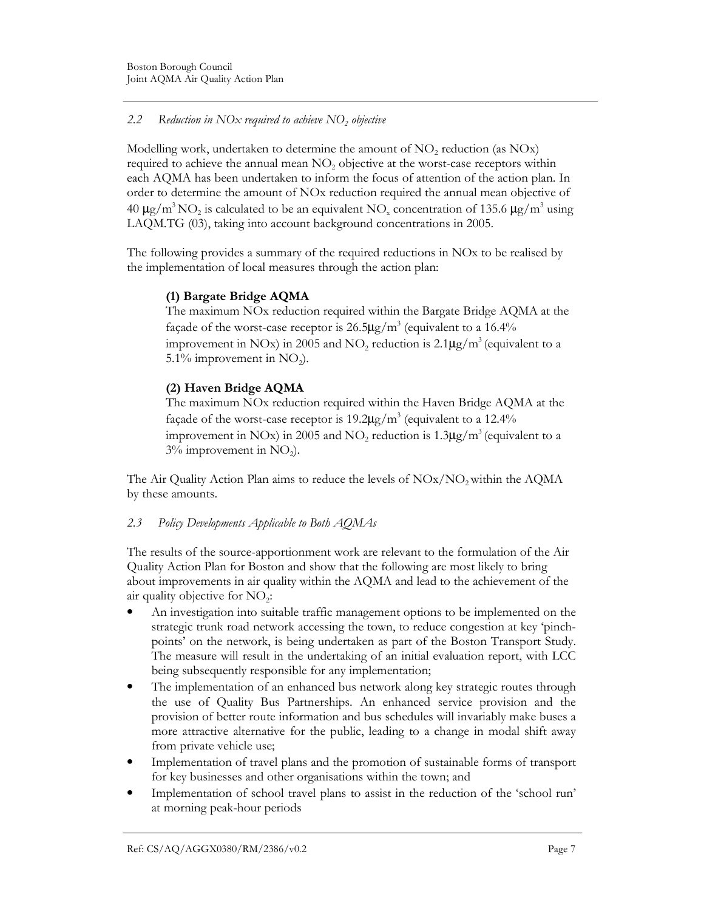### *2.2 Reduction in NOx required to achieve $NO_2$ objective*

Modelling work, undertaken to determine the amount of $NO_2$ reduction (as NOx) required to achieve the annual mean $NO_2$ objective at the worst-case receptors within each AQMA has been undertaken to inform the focus of attention of the action plan. In order to determine the amount of NOx reduction required the annual mean objective of 40 $\mu g/m^3$ $NO_2$ is calculated to be an equivalent $NO_x$ concentration of 135.6 $\mu g/m^3$ using LAQM.TG (03), taking into account background concentrations in 2005.

The following provides a summary of the required reductions in NOx to be realised by the implementation of local measures through the action plan:

**(1) Bargate Bridge AQMA**

The maximum NOx reduction required within the Bargate Bridge AQMA at the façade of the worst-case receptor is 26.5$\mu g/m^3$ (equivalent to a 16.4% improvement in NOx) in 2005 and $NO_2$ reduction is 2.1$\mu g/m^3$ (equivalent to a 5.1% improvement in $NO_2$).

**(2) Haven Bridge AQMA**

The maximum NOx reduction required within the Haven Bridge AQMA at the façade of the worst-case receptor is 19.2$\mu g/m^3$ (equivalent to a 12.4% improvement in NOx) in 2005 and $NO_2$ reduction is 1.3$\mu g/m^3$ (equivalent to a 3% improvement in $NO_2$).

The Air Quality Action Plan aims to reduce the levels of NOx/$NO_2$ within the AQMA by these amounts.

### *2.3 Policy Developments Applicable to Both AQMAs*

The results of the source-apportionment work are relevant to the formulation of the Air Quality Action Plan for Boston and show that the following are most likely to bring about improvements in air quality within the AQMA and lead to the achievement of the air quality objective for $NO_2$:

- An investigation into suitable traffic management options to be implemented on the strategic trunk road network accessing the town, to reduce congestion at key 'pinch-points' on the network, is being undertaken as part of the Boston Transport Study. The measure will result in the undertaking of an initial evaluation report, with LCC being subsequently responsible for any implementation;
- The implementation of an enhanced bus network along key strategic routes through the use of Quality Bus Partnerships. An enhanced service provision and the provision of better route information and bus schedules will invariably make buses a more attractive alternative for the public, leading to a change in modal shift away from private vehicle use;
- Implementation of travel plans and the promotion of sustainable forms of transport for key businesses and other organisations within the town; and
- Implementation of school travel plans to assist in the reduction of the 'school run' at morning peak-hour periods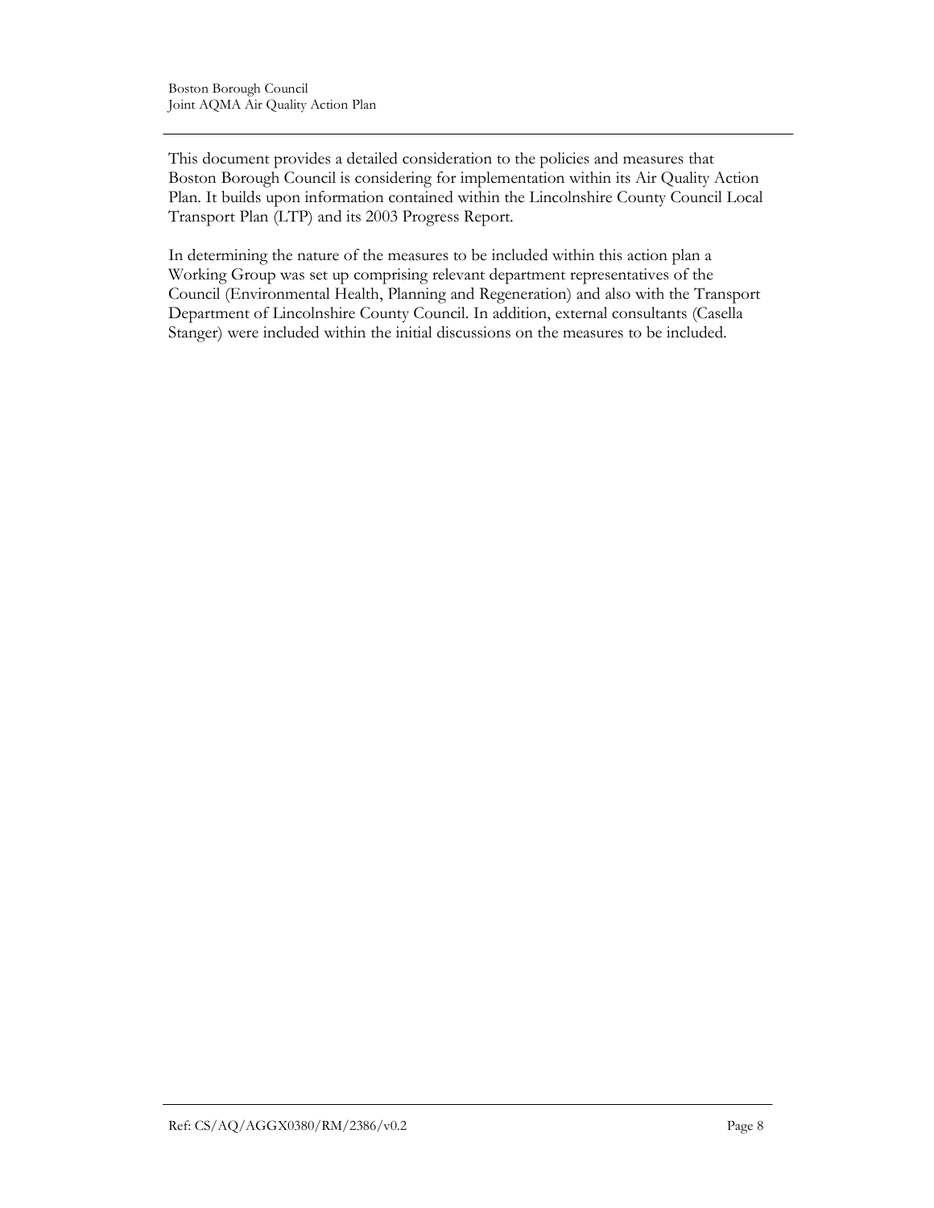This document provides a detailed consideration to the policies and measures that Boston Borough Council is considering for implementation within its Air Quality Action Plan. It builds upon information contained within the Lincolnshire County Council Local Transport Plan (LTP) and its 2003 Progress Report.

In determining the nature of the measures to be included within this action plan a Working Group was set up comprising relevant department representatives of the Council (Environmental Health, Planning and Regeneration) and also with the Transport Department of Lincolnshire County Council. In addition, external consultants (Casella Stanger) were included within the initial discussions on the measures to be included.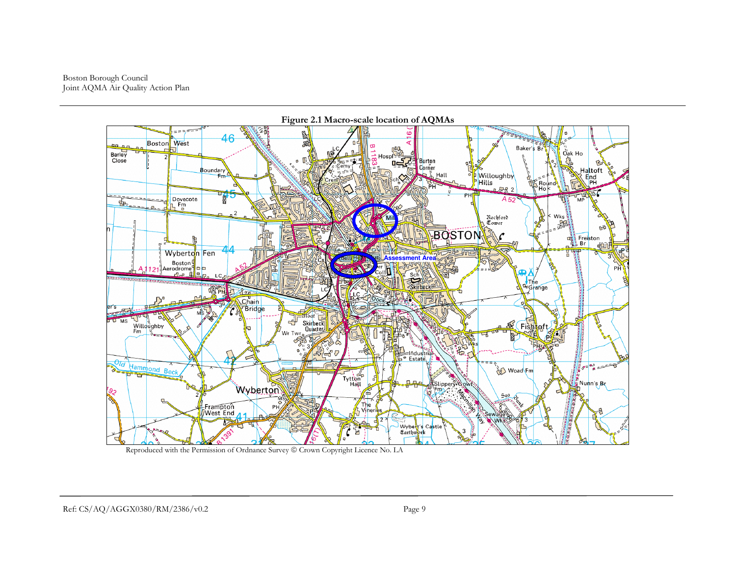**Figure 2.1 Macro-scale location of AQMAs**

Reproduced with the Permission of Ordnance Survey © Crown Copyright Licence No. LA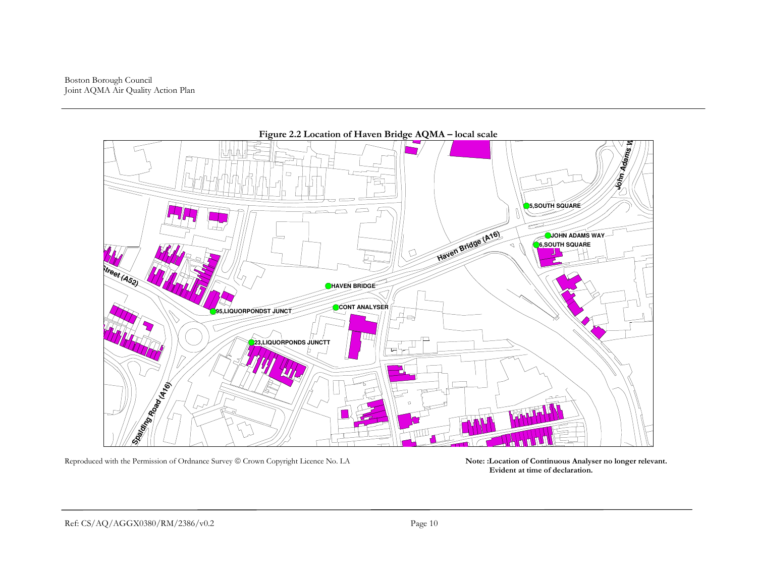**Figure 2.2 Location of Haven Bridge AQMA – local scale**

Reproduced with the Permission of Ordnance Survey © Crown Copyright Licence No. LA

**Note: :Location of Continuous Analyser no longer relevant. Evident at time of declaration.**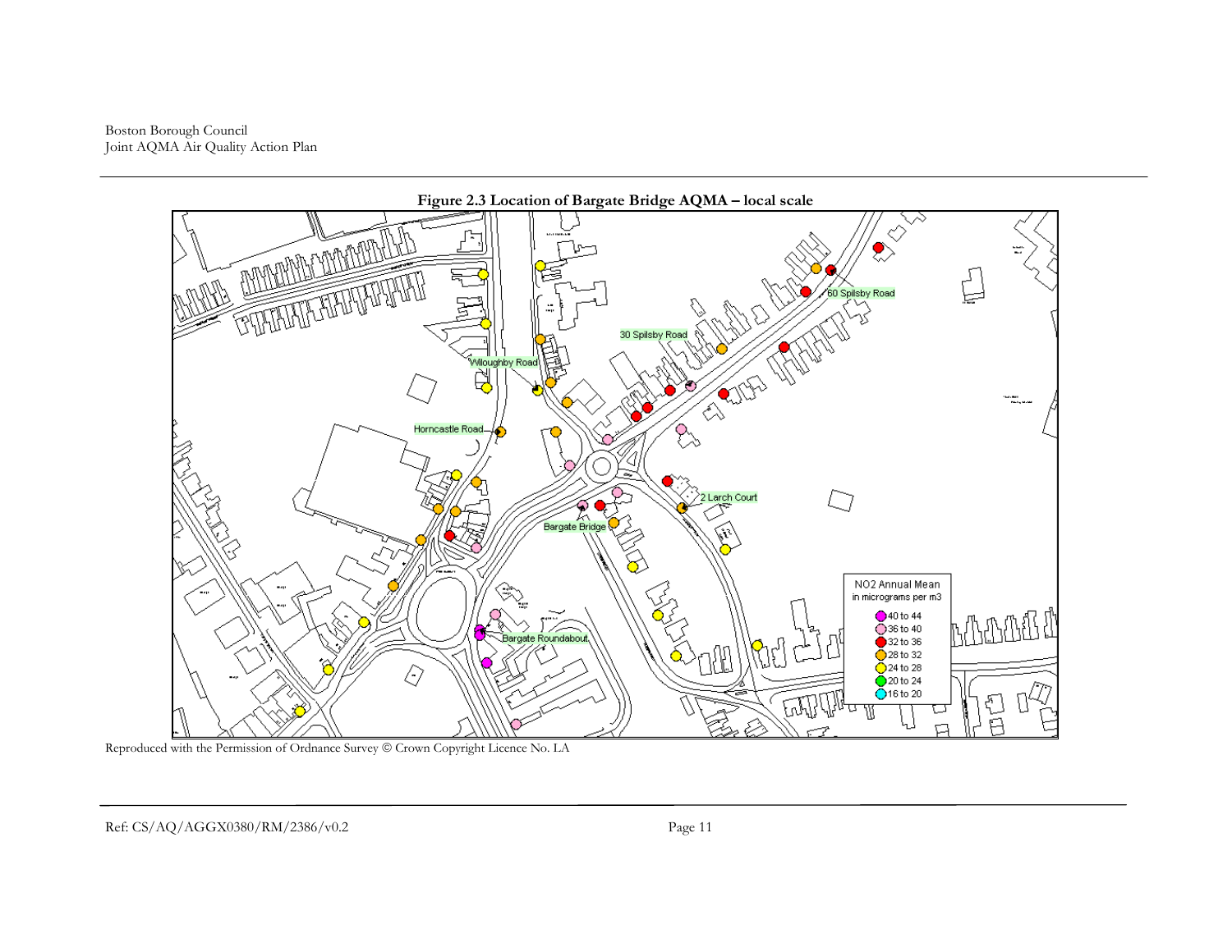**Figure 2.3 Location of Bargate Bridge AQMA – local scale**

Reproduced with the Permission of Ordnance Survey © Crown Copyright Licence No. LA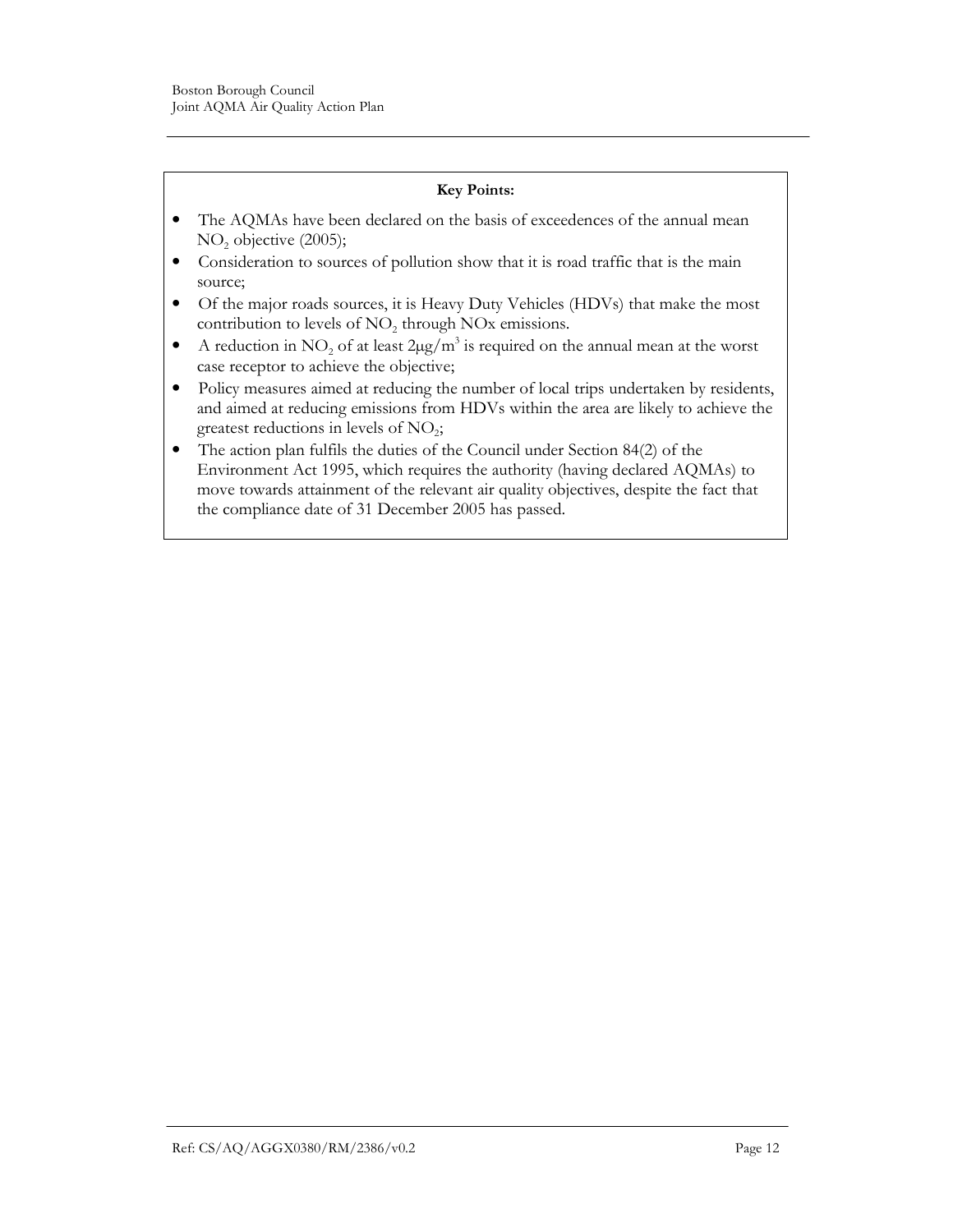**Key Points:**

- The AQMAs have been declared on the basis of exceedences of the annual mean $NO_2$ objective (2005);
- Consideration to sources of pollution show that it is road traffic that is the main source;
- Of the major roads sources, it is Heavy Duty Vehicles (HDVs) that make the most contribution to levels of $NO_2$ through NOx emissions.
- A reduction in $NO_2$ of at least $2\mu g/m^3$ is required on the annual mean at the worst case receptor to achieve the objective;
- Policy measures aimed at reducing the number of local trips undertaken by residents, and aimed at reducing emissions from HDVs within the area are likely to achieve the greatest reductions in levels of $NO_2$;
- The action plan fulfils the duties of the Council under Section 84(2) of the Environment Act 1995, which requires the authority (having declared AQMAs) to move towards attainment of the relevant air quality objectives, despite the fact that the compliance date of 31 December 2005 has passed.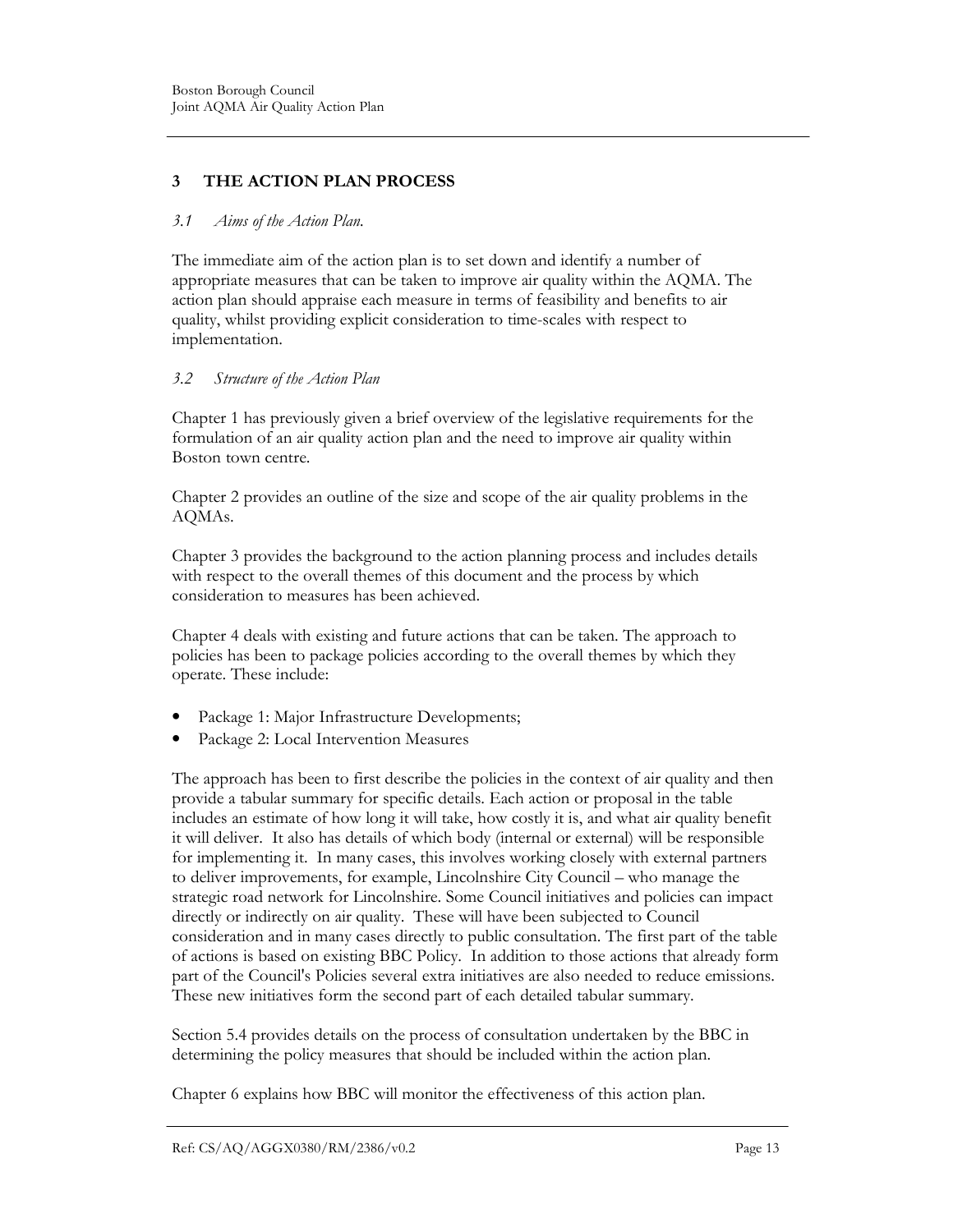## 3 THE ACTION PLAN PROCESS

### *3.1 Aims of the Action Plan.*

The immediate aim of the action plan is to set down and identify a number of appropriate measures that can be taken to improve air quality within the AQMA. The action plan should appraise each measure in terms of feasibility and benefits to air quality, whilst providing explicit consideration to time-scales with respect to implementation.

### *3.2 Structure of the Action Plan*

Chapter 1 has previously given a brief overview of the legislative requirements for the formulation of an air quality action plan and the need to improve air quality within Boston town centre.

Chapter 2 provides an outline of the size and scope of the air quality problems in the AQMAs.

Chapter 3 provides the background to the action planning process and includes details with respect to the overall themes of this document and the process by which consideration to measures has been achieved.

Chapter 4 deals with existing and future actions that can be taken. The approach to policies has been to package policies according to the overall themes by which they operate. These include:

- Package 1: Major Infrastructure Developments;
- Package 2: Local Intervention Measures

The approach has been to first describe the policies in the context of air quality and then provide a tabular summary for specific details. Each action or proposal in the table includes an estimate of how long it will take, how costly it is, and what air quality benefit it will deliver. It also has details of which body (internal or external) will be responsible for implementing it. In many cases, this involves working closely with external partners to deliver improvements, for example, Lincolnshire City Council – who manage the strategic road network for Lincolnshire. Some Council initiatives and policies can impact directly or indirectly on air quality. These will have been subjected to Council consideration and in many cases directly to public consultation. The first part of the table of actions is based on existing BBC Policy. In addition to those actions that already form part of the Council's Policies several extra initiatives are also needed to reduce emissions. These new initiatives form the second part of each detailed tabular summary.

Section 5.4 provides details on the process of consultation undertaken by the BBC in determining the policy measures that should be included within the action plan.

Chapter 6 explains how BBC will monitor the effectiveness of this action plan.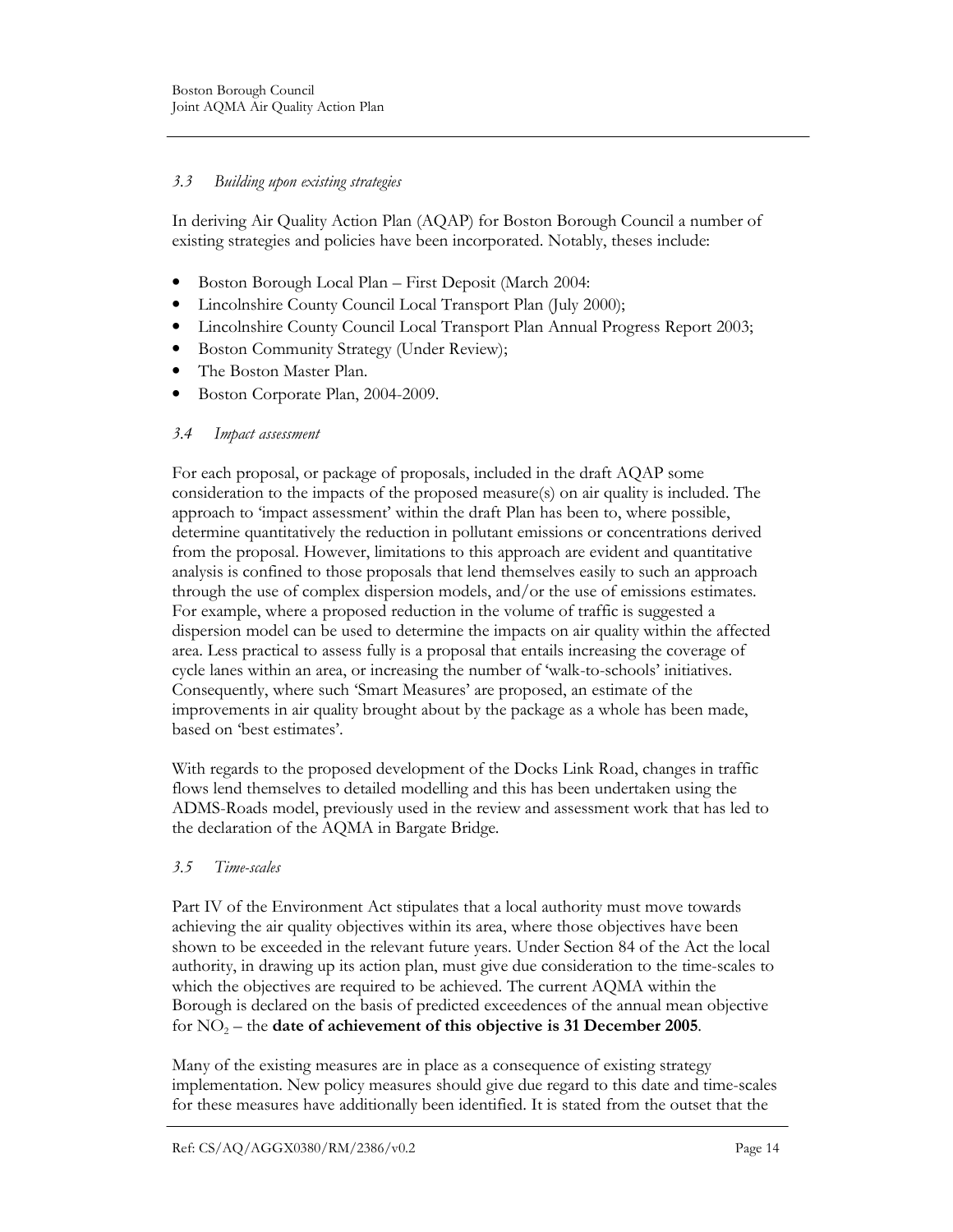### *3.3 Building upon existing strategies*

In deriving Air Quality Action Plan (AQAP) for Boston Borough Council a number of existing strategies and policies have been incorporated. Notably, theses include:

- Boston Borough Local Plan – First Deposit (March 2004:
- Lincolnshire County Council Local Transport Plan (July 2000);
- Lincolnshire County Council Local Transport Plan Annual Progress Report 2003;
- Boston Community Strategy (Under Review);
- The Boston Master Plan.
- Boston Corporate Plan, 2004-2009.

### *3.4 Impact assessment*

For each proposal, or package of proposals, included in the draft AQAP some consideration to the impacts of the proposed measure(s) on air quality is included. The approach to 'impact assessment' within the draft Plan has been to, where possible, determine quantitatively the reduction in pollutant emissions or concentrations derived from the proposal. However, limitations to this approach are evident and quantitative analysis is confined to those proposals that lend themselves easily to such an approach through the use of complex dispersion models, and/or the use of emissions estimates. For example, where a proposed reduction in the volume of traffic is suggested a dispersion model can be used to determine the impacts on air quality within the affected area. Less practical to assess fully is a proposal that entails increasing the coverage of cycle lanes within an area, or increasing the number of 'walk-to-schools' initiatives. Consequently, where such 'Smart Measures' are proposed, an estimate of the improvements in air quality brought about by the package as a whole has been made, based on 'best estimates'.

With regards to the proposed development of the Docks Link Road, changes in traffic flows lend themselves to detailed modelling and this has been undertaken using the ADMS-Roads model, previously used in the review and assessment work that has led to the declaration of the AQMA in Bargate Bridge.

### *3.5 Time-scales*

Part IV of the Environment Act stipulates that a local authority must move towards achieving the air quality objectives within its area, where those objectives have been shown to be exceeded in the relevant future years. Under Section 84 of the Act the local authority, in drawing up its action plan, must give due consideration to the time-scales to which the objectives are required to be achieved. The current AQMA within the Borough is declared on the basis of predicted exceedences of the annual mean objective for $NO_2$ – the **date of achievement of this objective is 31 December 2005**.

Many of the existing measures are in place as a consequence of existing strategy implementation. New policy measures should give due regard to this date and time-scales for these measures have additionally been identified. It is stated from the outset that the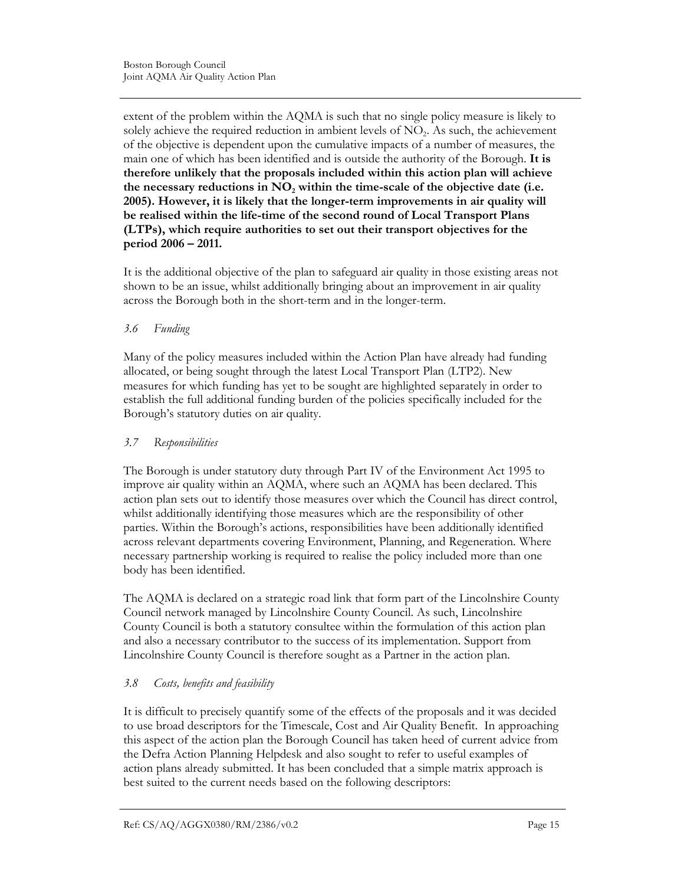extent of the problem within the AQMA is such that no single policy measure is likely to solely achieve the required reduction in ambient levels of $NO_2$. As such, the achievement of the objective is dependent upon the cumulative impacts of a number of measures, the main one of which has been identified and is outside the authority of the Borough. **It is therefore unlikely that the proposals included within this action plan will achieve the necessary reductions in $NO_2$ within the time-scale of the objective date (i.e. 2005). However, it is likely that the longer-term improvements in air quality will be realised within the life-time of the second round of Local Transport Plans (LTPs), which require authorities to set out their transport objectives for the period 2006 – 2011.**

It is the additional objective of the plan to safeguard air quality in those existing areas not shown to be an issue, whilst additionally bringing about an improvement in air quality across the Borough both in the short-term and in the longer-term.

### *3.6 Funding*

Many of the policy measures included within the Action Plan have already had funding allocated, or being sought through the latest Local Transport Plan (LTP2). New measures for which funding has yet to be sought are highlighted separately in order to establish the full additional funding burden of the policies specifically included for the Borough's statutory duties on air quality.

### *3.7 Responsibilities*

The Borough is under statutory duty through Part IV of the Environment Act 1995 to improve air quality within an AQMA, where such an AQMA has been declared. This action plan sets out to identify those measures over which the Council has direct control, whilst additionally identifying those measures which are the responsibility of other parties. Within the Borough's actions, responsibilities have been additionally identified across relevant departments covering Environment, Planning, and Regeneration. Where necessary partnership working is required to realise the policy included more than one body has been identified.

The AQMA is declared on a strategic road link that form part of the Lincolnshire County Council network managed by Lincolnshire County Council. As such, Lincolnshire County Council is both a statutory consultee within the formulation of this action plan and also a necessary contributor to the success of its implementation. Support from Lincolnshire County Council is therefore sought as a Partner in the action plan.

### *3.8 Costs, benefits and feasibility*

It is difficult to precisely quantify some of the effects of the proposals and it was decided to use broad descriptors for the Timescale, Cost and Air Quality Benefit. In approaching this aspect of the action plan the Borough Council has taken heed of current advice from the Defra Action Planning Helpdesk and also sought to refer to useful examples of action plans already submitted. It has been concluded that a simple matrix approach is best suited to the current needs based on the following descriptors: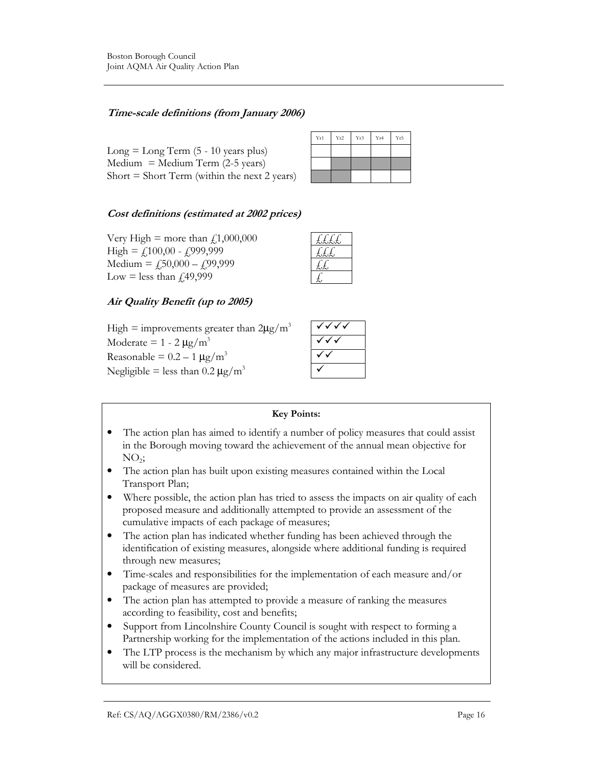### *Time-scale definitions (from January 2006)*

Long = Long Term (5 - 10 years plus)
Medium = Medium Term (2-5 years)
Short = Short Term (within the next 2 years)

| Yr1 | Yr2 | Yr3 | Yr4 | Yr5 |
|---|---|---|---|---|
| | | | | |
| | | | | |
| | | | | |

### *Cost definitions (estimated at 2002 prices)*

Very High = more than £1,000,000 — ££££
High = £100,00 - £999,999 — £££
Medium = £50,000 – £99,999 — ££
Low = less than £49,999 — £

### *Air Quality Benefit (up to 2005)*

High = improvements greater than 2μg/m³ — ✓✓✓✓
Moderate = 1 - 2 μg/m³ — ✓✓✓
Reasonable = 0.2 – 1 μg/m³ — ✓✓
Negligible = less than 0.2 μg/m³ — ✓

**Key Points:**

- The action plan has aimed to identify a number of policy measures that could assist in the Borough moving toward the achievement of the annual mean objective for $NO_2$;
- The action plan has built upon existing measures contained within the Local Transport Plan;
- Where possible, the action plan has tried to assess the impacts on air quality of each proposed measure and additionally attempted to provide an assessment of the cumulative impacts of each package of measures;
- The action plan has indicated whether funding has been achieved through the identification of existing measures, alongside where additional funding is required through new measures;
- Time-scales and responsibilities for the implementation of each measure and/or package of measures are provided;
- The action plan has attempted to provide a measure of ranking the measures according to feasibility, cost and benefits;
- Support from Lincolnshire County Council is sought with respect to forming a Partnership working for the implementation of the actions included in this plan.
- The LTP process is the mechanism by which any major infrastructure developments will be considered.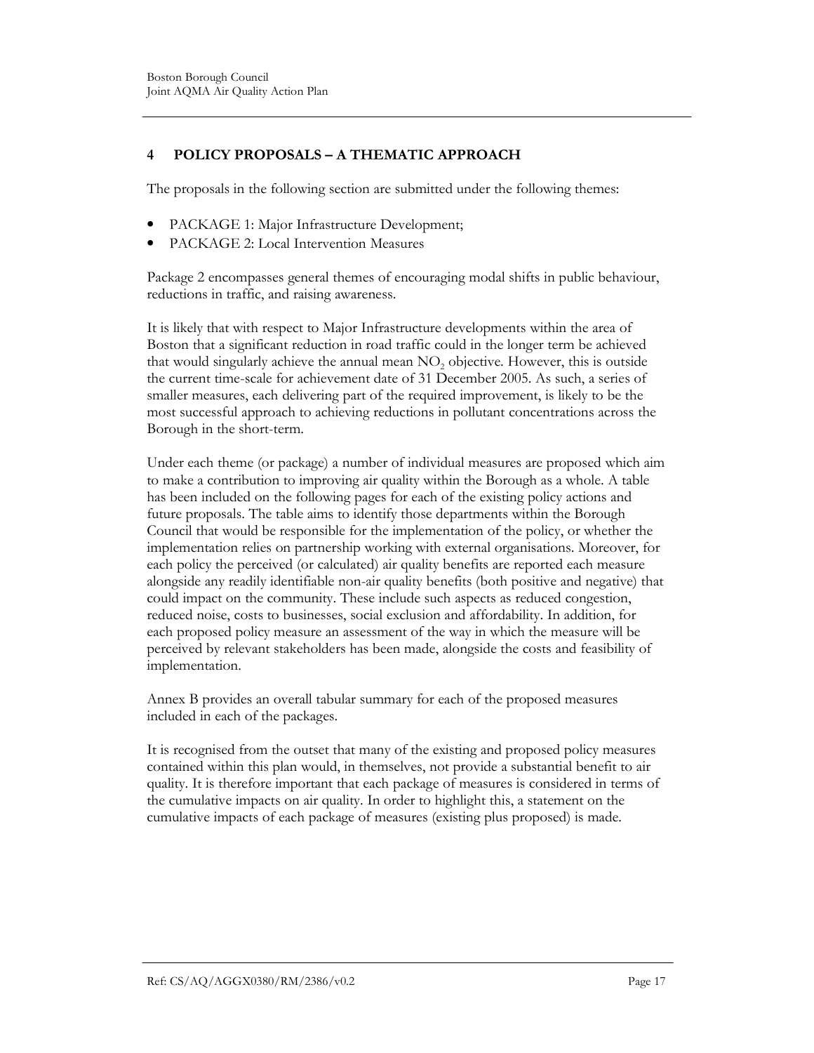## 4 POLICY PROPOSALS – A THEMATIC APPROACH

The proposals in the following section are submitted under the following themes:

- PACKAGE 1: Major Infrastructure Development;
- PACKAGE 2: Local Intervention Measures

Package 2 encompasses general themes of encouraging modal shifts in public behaviour, reductions in traffic, and raising awareness.

It is likely that with respect to Major Infrastructure developments within the area of Boston that a significant reduction in road traffic could in the longer term be achieved that would singularly achieve the annual mean $NO_2$ objective. However, this is outside the current time-scale for achievement date of 31 December 2005. As such, a series of smaller measures, each delivering part of the required improvement, is likely to be the most successful approach to achieving reductions in pollutant concentrations across the Borough in the short-term.

Under each theme (or package) a number of individual measures are proposed which aim to make a contribution to improving air quality within the Borough as a whole. A table has been included on the following pages for each of the existing policy actions and future proposals. The table aims to identify those departments within the Borough Council that would be responsible for the implementation of the policy, or whether the implementation relies on partnership working with external organisations. Moreover, for each policy the perceived (or calculated) air quality benefits are reported each measure alongside any readily identifiable non-air quality benefits (both positive and negative) that could impact on the community. These include such aspects as reduced congestion, reduced noise, costs to businesses, social exclusion and affordability. In addition, for each proposed policy measure an assessment of the way in which the measure will be perceived by relevant stakeholders has been made, alongside the costs and feasibility of implementation.

Annex B provides an overall tabular summary for each of the proposed measures included in each of the packages.

It is recognised from the outset that many of the existing and proposed policy measures contained within this plan would, in themselves, not provide a substantial benefit to air quality. It is therefore important that each package of measures is considered in terms of the cumulative impacts on air quality. In order to highlight this, a statement on the cumulative impacts of each package of measures (existing plus proposed) is made.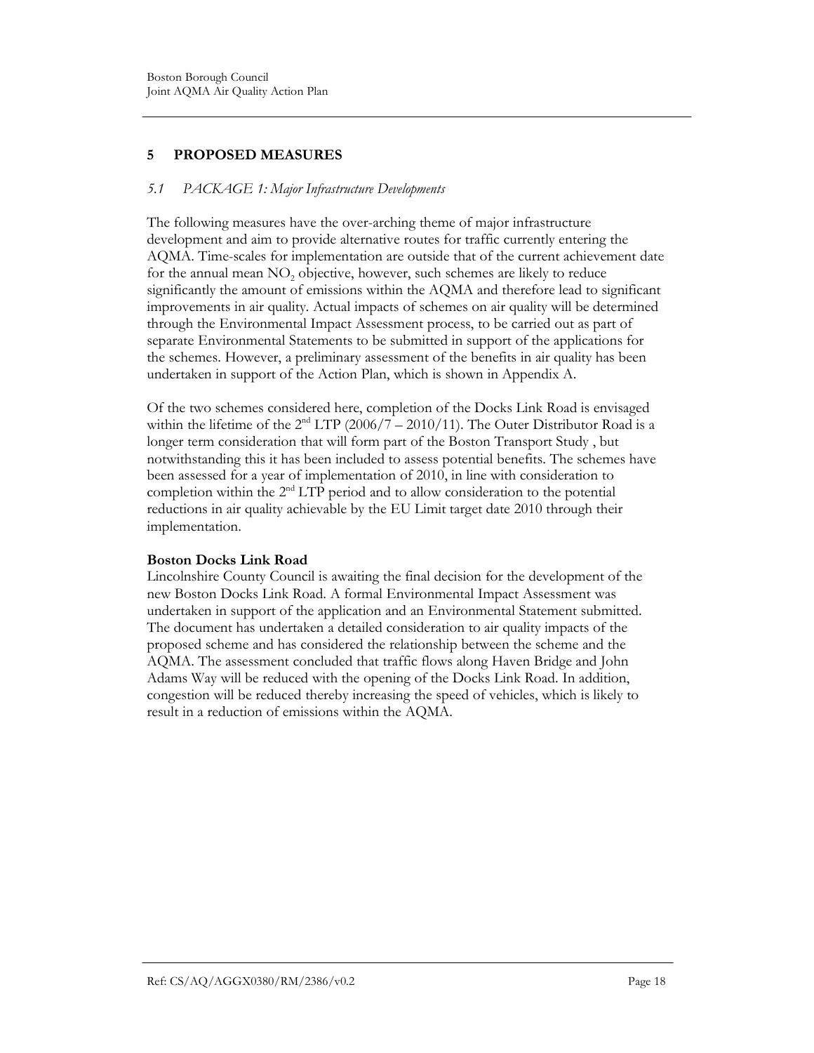# 5 PROPOSED MEASURES

## *5.1 PACKAGE 1: Major Infrastructure Developments*

The following measures have the over-arching theme of major infrastructure development and aim to provide alternative routes for traffic currently entering the AQMA. Time-scales for implementation are outside that of the current achievement date for the annual mean $NO_2$ objective, however, such schemes are likely to reduce significantly the amount of emissions within the AQMA and therefore lead to significant improvements in air quality. Actual impacts of schemes on air quality will be determined through the Environmental Impact Assessment process, to be carried out as part of separate Environmental Statements to be submitted in support of the applications for the schemes. However, a preliminary assessment of the benefits in air quality has been undertaken in support of the Action Plan, which is shown in Appendix A.

Of the two schemes considered here, completion of the Docks Link Road is envisaged within the lifetime of the 2nd LTP (2006/7 – 2010/11). The Outer Distributor Road is a longer term consideration that will form part of the Boston Transport Study , but notwithstanding this it has been included to assess potential benefits. The schemes have been assessed for a year of implementation of 2010, in line with consideration to completion within the 2nd LTP period and to allow consideration to the potential reductions in air quality achievable by the EU Limit target date 2010 through their implementation.

**Boston Docks Link Road**

Lincolnshire County Council is awaiting the final decision for the development of the new Boston Docks Link Road. A formal Environmental Impact Assessment was undertaken in support of the application and an Environmental Statement submitted. The document has undertaken a detailed consideration to air quality impacts of the proposed scheme and has considered the relationship between the scheme and the AQMA. The assessment concluded that traffic flows along Haven Bridge and John Adams Way will be reduced with the opening of the Docks Link Road. In addition, congestion will be reduced thereby increasing the speed of vehicles, which is likely to result in a reduction of emissions within the AQMA.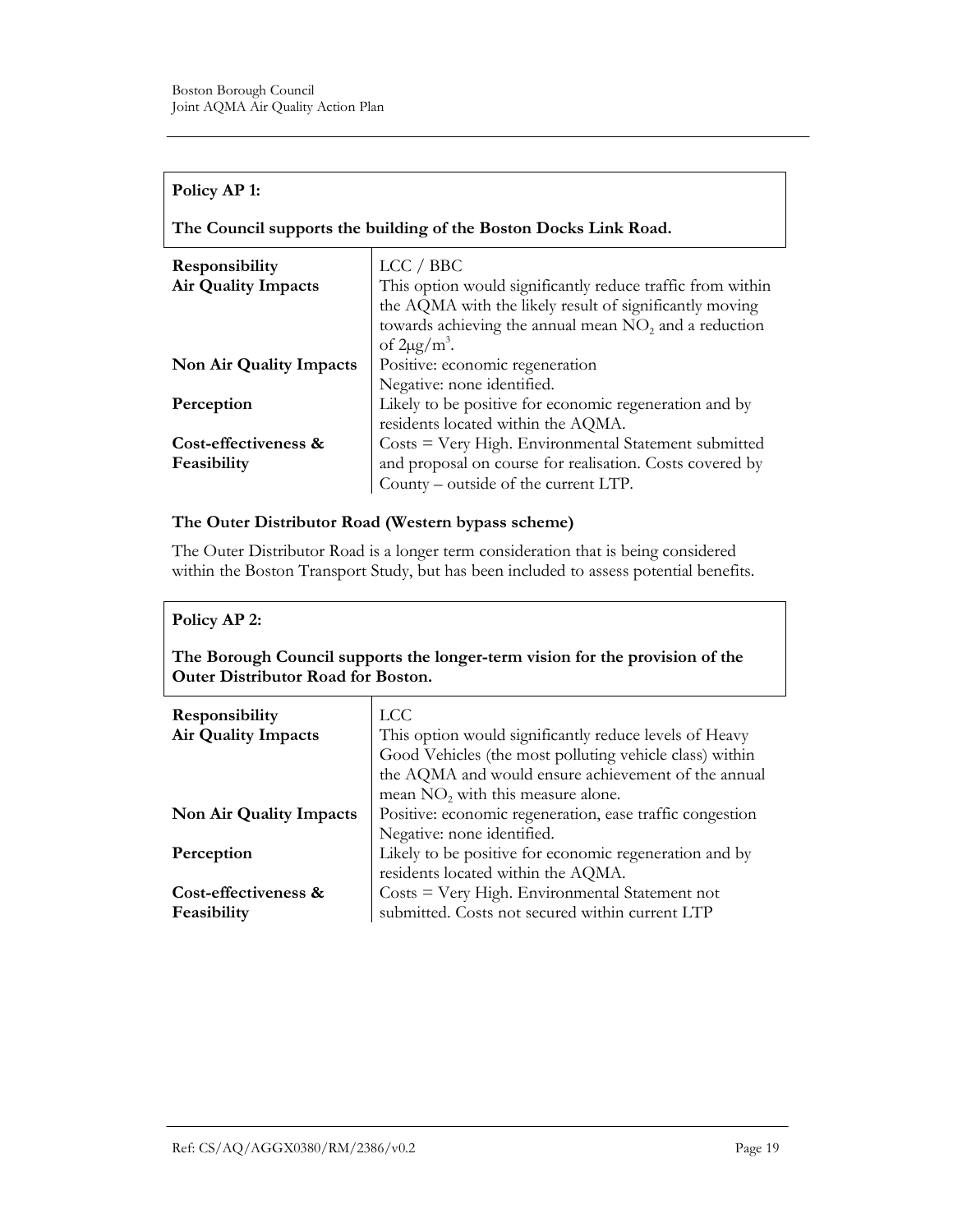**Policy AP 1:**

**The Council supports the building of the Boston Docks Link Road.**

| | |
|---|---|
| **Responsibility** | LCC / BBC |
| **Air Quality Impacts** | This option would significantly reduce traffic from within the AQMA with the likely result of significantly moving towards achieving the annual mean $NO_2$ and a reduction of $2\mu g/m^3$. |
| **Non Air Quality Impacts** | Positive: economic regeneration<br>Negative: none identified. |
| **Perception** | Likely to be positive for economic regeneration and by residents located within the AQMA. |
| **Cost-effectiveness & Feasibility** | Costs = Very High. Environmental Statement submitted and proposal on course for realisation. Costs covered by County – outside of the current LTP. |

### The Outer Distributor Road (Western bypass scheme)

The Outer Distributor Road is a longer term consideration that is being considered within the Boston Transport Study, but has been included to assess potential benefits.

**Policy AP 2:**

**The Borough Council supports the longer-term vision for the provision of the Outer Distributor Road for Boston.**

| | |
|---|---|
| **Responsibility** | LCC |
| **Air Quality Impacts** | This option would significantly reduce levels of Heavy Good Vehicles (the most polluting vehicle class) within the AQMA and would ensure achievement of the annual mean $NO_2$ with this measure alone. |
| **Non Air Quality Impacts** | Positive: economic regeneration, ease traffic congestion<br>Negative: none identified. |
| **Perception** | Likely to be positive for economic regeneration and by residents located within the AQMA. |
| **Cost-effectiveness & Feasibility** | Costs = Very High. Environmental Statement not submitted. Costs not secured within current LTP |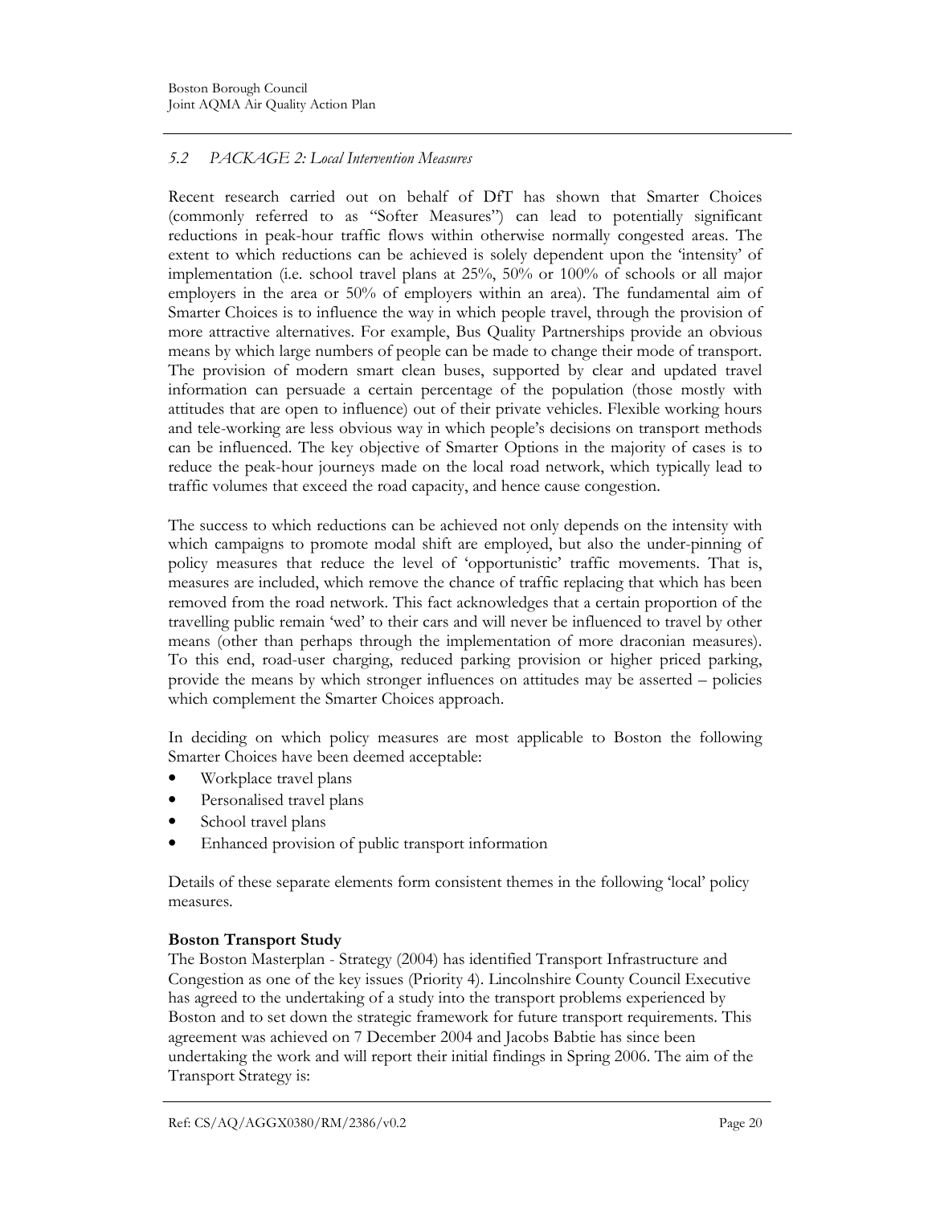### *5.2 PACKAGE 2: Local Intervention Measures*

Recent research carried out on behalf of DfT has shown that Smarter Choices (commonly referred to as "Softer Measures") can lead to potentially significant reductions in peak-hour traffic flows within otherwise normally congested areas. The extent to which reductions can be achieved is solely dependent upon the 'intensity' of implementation (i.e. school travel plans at 25%, 50% or 100% of schools or all major employers in the area or 50% of employers within an area). The fundamental aim of Smarter Choices is to influence the way in which people travel, through the provision of more attractive alternatives. For example, Bus Quality Partnerships provide an obvious means by which large numbers of people can be made to change their mode of transport. The provision of modern smart clean buses, supported by clear and updated travel information can persuade a certain percentage of the population (those mostly with attitudes that are open to influence) out of their private vehicles. Flexible working hours and tele-working are less obvious way in which people's decisions on transport methods can be influenced. The key objective of Smarter Options in the majority of cases is to reduce the peak-hour journeys made on the local road network, which typically lead to traffic volumes that exceed the road capacity, and hence cause congestion.

The success to which reductions can be achieved not only depends on the intensity with which campaigns to promote modal shift are employed, but also the under-pinning of policy measures that reduce the level of 'opportunistic' traffic movements. That is, measures are included, which remove the chance of traffic replacing that which has been removed from the road network. This fact acknowledges that a certain proportion of the travelling public remain 'wed' to their cars and will never be influenced to travel by other means (other than perhaps through the implementation of more draconian measures). To this end, road-user charging, reduced parking provision or higher priced parking, provide the means by which stronger influences on attitudes may be asserted – policies which complement the Smarter Choices approach.

In deciding on which policy measures are most applicable to Boston the following Smarter Choices have been deemed acceptable:

- Workplace travel plans
- Personalised travel plans
- School travel plans
- Enhanced provision of public transport information

Details of these separate elements form consistent themes in the following 'local' policy measures.

**Boston Transport Study**

The Boston Masterplan - Strategy (2004) has identified Transport Infrastructure and Congestion as one of the key issues (Priority 4). Lincolnshire County Council Executive has agreed to the undertaking of a study into the transport problems experienced by Boston and to set down the strategic framework for future transport requirements. This agreement was achieved on 7 December 2004 and Jacobs Babtie has since been undertaking the work and will report their initial findings in Spring 2006. The aim of the Transport Strategy is: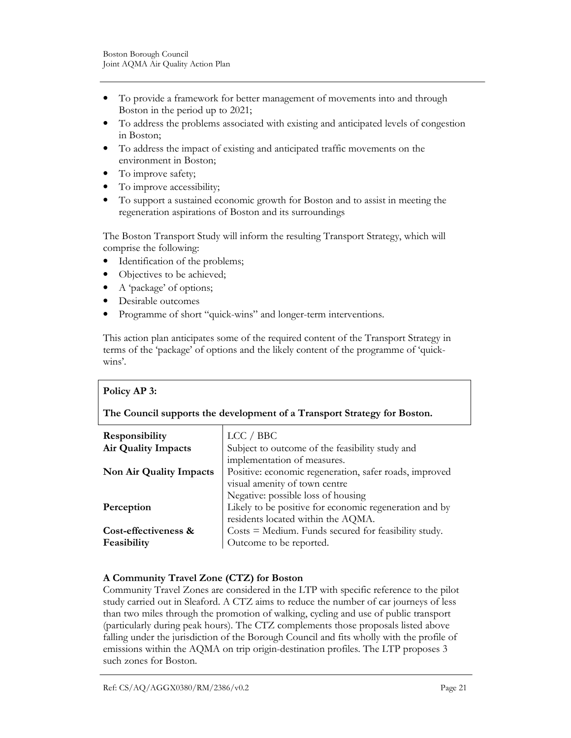- To provide a framework for better management of movements into and through Boston in the period up to 2021;
- To address the problems associated with existing and anticipated levels of congestion in Boston;
- To address the impact of existing and anticipated traffic movements on the environment in Boston;
- To improve safety;
- To improve accessibility;
- To support a sustained economic growth for Boston and to assist in meeting the regeneration aspirations of Boston and its surroundings

The Boston Transport Study will inform the resulting Transport Strategy, which will comprise the following:

- Identification of the problems;
- Objectives to be achieved;
- A 'package' of options;
- Desirable outcomes
- Programme of short "quick-wins" and longer-term interventions.

This action plan anticipates some of the required content of the Transport Strategy in terms of the 'package' of options and the likely content of the programme of 'quick-wins'.

**Policy AP 3:**

**The Council supports the development of a Transport Strategy for Boston.**

| | |
|---|---|
| **Responsibility** | LCC / BBC |
| **Air Quality Impacts** | Subject to outcome of the feasibility study and implementation of measures. |
| **Non Air Quality Impacts** | Positive: economic regeneration, safer roads, improved visual amenity of town centre<br>Negative: possible loss of housing |
| **Perception** | Likely to be positive for economic regeneration and by residents located within the AQMA. |
| **Cost-effectiveness & Feasibility** | Costs = Medium. Funds secured for feasibility study. Outcome to be reported. |

**A Community Travel Zone (CTZ) for Boston**

Community Travel Zones are considered in the LTP with specific reference to the pilot study carried out in Sleaford. A CTZ aims to reduce the number of car journeys of less than two miles through the promotion of walking, cycling and use of public transport (particularly during peak hours). The CTZ complements those proposals listed above falling under the jurisdiction of the Borough Council and fits wholly with the profile of emissions within the AQMA on trip origin-destination profiles. The LTP proposes 3 such zones for Boston.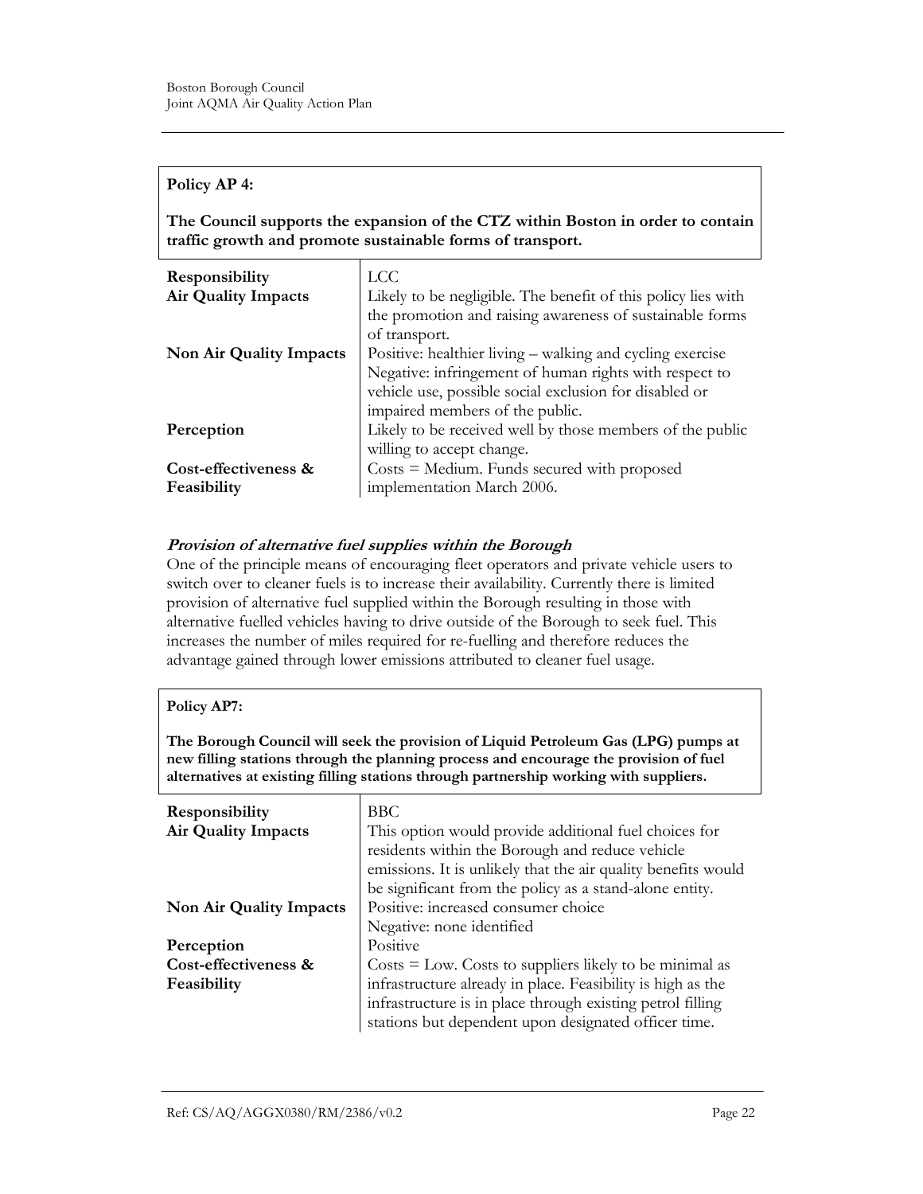**Policy AP 4:**

**The Council supports the expansion of the CTZ within Boston in order to contain traffic growth and promote sustainable forms of transport.**

| | |
|---|---|
| **Responsibility** | LCC |
| **Air Quality Impacts** | Likely to be negligible. The benefit of this policy lies with the promotion and raising awareness of sustainable forms of transport. |
| **Non Air Quality Impacts** | Positive: healthier living – walking and cycling exercise<br>Negative: infringement of human rights with respect to vehicle use, possible social exclusion for disabled or impaired members of the public. |
| **Perception** | Likely to be received well by those members of the public willing to accept change. |
| **Cost-effectiveness & Feasibility** | Costs = Medium. Funds secured with proposed implementation March 2006. |

***Provision of alternative fuel supplies within the Borough***

One of the principle means of encouraging fleet operators and private vehicle users to switch over to cleaner fuels is to increase their availability. Currently there is limited provision of alternative fuel supplied within the Borough resulting in those with alternative fuelled vehicles having to drive outside of the Borough to seek fuel. This increases the number of miles required for re-fuelling and therefore reduces the advantage gained through lower emissions attributed to cleaner fuel usage.

**Policy AP7:**

**The Borough Council will seek the provision of Liquid Petroleum Gas (LPG) pumps at new filling stations through the planning process and encourage the provision of fuel alternatives at existing filling stations through partnership working with suppliers.**

| | |
|---|---|
| **Responsibility** | BBC |
| **Air Quality Impacts** | This option would provide additional fuel choices for residents within the Borough and reduce vehicle emissions. It is unlikely that the air quality benefits would be significant from the policy as a stand-alone entity. |
| **Non Air Quality Impacts** | Positive: increased consumer choice<br>Negative: none identified |
| **Perception** | Positive |
| **Cost-effectiveness & Feasibility** | Costs = Low. Costs to suppliers likely to be minimal as infrastructure already in place. Feasibility is high as the infrastructure is in place through existing petrol filling stations but dependent upon designated officer time. |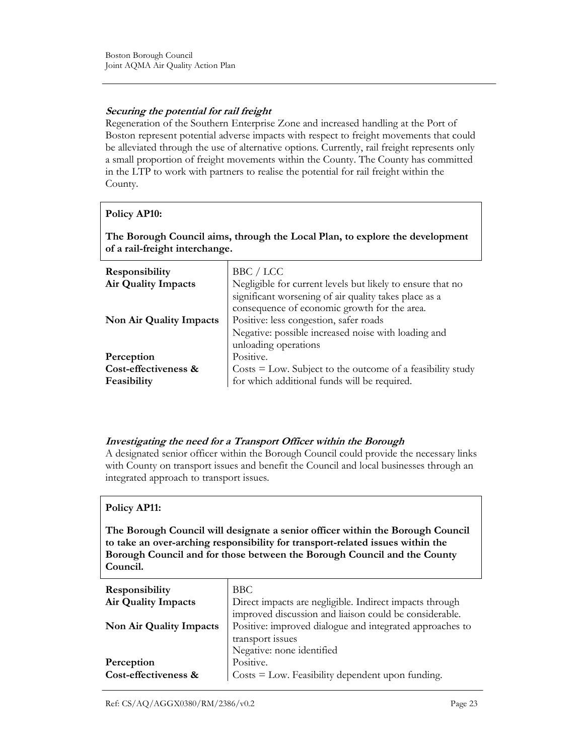***Securing the potential for rail freight***

Regeneration of the Southern Enterprise Zone and increased handling at the Port of Boston represent potential adverse impacts with respect to freight movements that could be alleviated through the use of alternative options. Currently, rail freight represents only a small proportion of freight movements within the County. The County has committed in the LTP to work with partners to realise the potential for rail freight within the County.

**Policy AP10:**

**The Borough Council aims, through the Local Plan, to explore the development of a rail-freight interchange.**

| | |
|---|---|
| **Responsibility** | BBC / LCC |
| **Air Quality Impacts** | Negligible for current levels but likely to ensure that no significant worsening of air quality takes place as a consequence of economic growth for the area. |
| **Non Air Quality Impacts** | Positive: less congestion, safer roads<br>Negative: possible increased noise with loading and unloading operations |
| **Perception** | Positive. |
| **Cost-effectiveness & Feasibility** | Costs = Low. Subject to the outcome of a feasibility study for which additional funds will be required. |

***Investigating the need for a Transport Officer within the Borough***

A designated senior officer within the Borough Council could provide the necessary links with County on transport issues and benefit the Council and local businesses through an integrated approach to transport issues.

**Policy AP11:**

**The Borough Council will designate a senior officer within the Borough Council to take an over-arching responsibility for transport-related issues within the Borough Council and for those between the Borough Council and the County Council.**

| | |
|---|---|
| **Responsibility** | BBC |
| **Air Quality Impacts** | Direct impacts are negligible. Indirect impacts through improved discussion and liaison could be considerable. |
| **Non Air Quality Impacts** | Positive: improved dialogue and integrated approaches to transport issues<br>Negative: none identified |
| **Perception** | Positive. |
| **Cost-effectiveness &** | Costs = Low. Feasibility dependent upon funding. |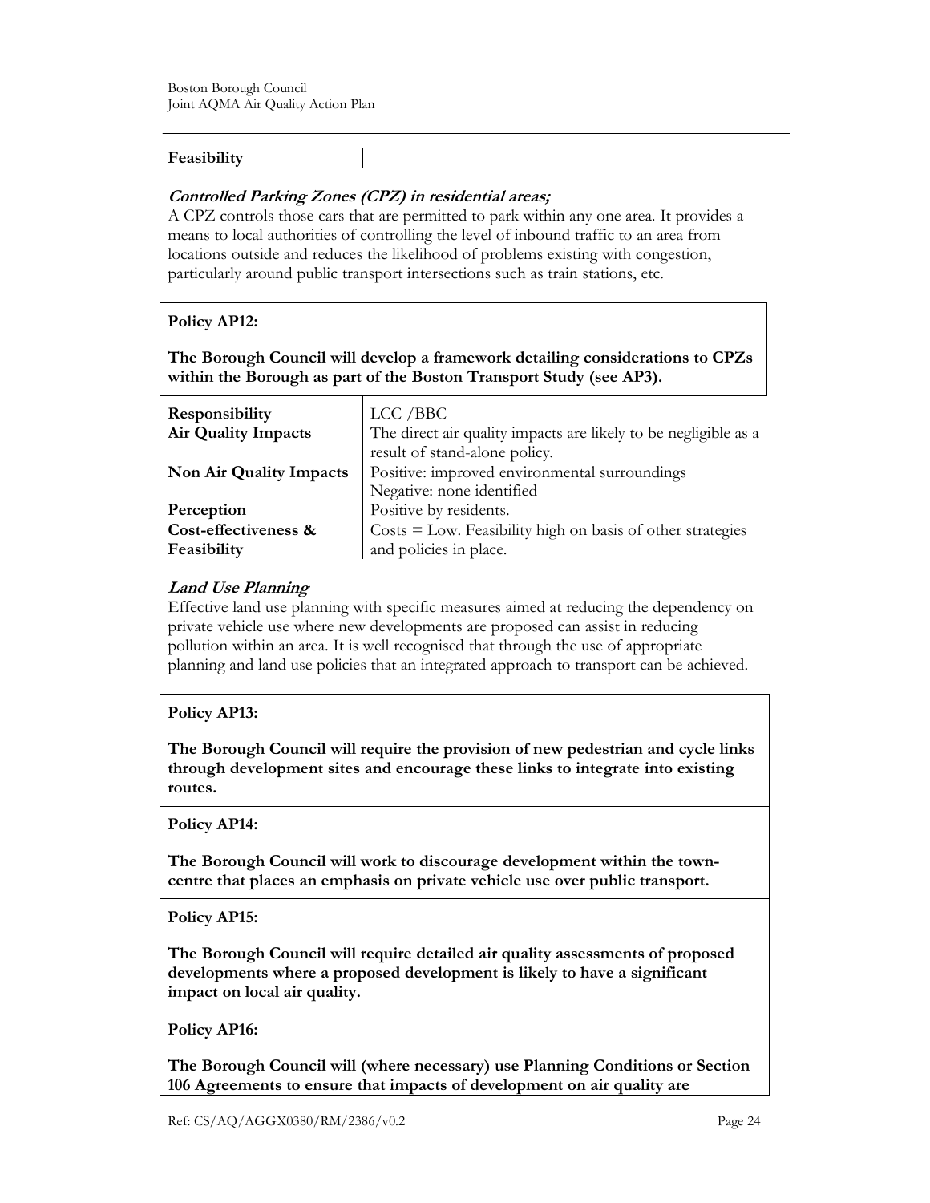**Feasibility**

***Controlled Parking Zones (CPZ) in residential areas;***

A CPZ controls those cars that are permitted to park within any one area. It provides a means to local authorities of controlling the level of inbound traffic to an area from locations outside and reduces the likelihood of problems existing with congestion, particularly around public transport intersections such as train stations, etc.

**Policy AP12:**

**The Borough Council will develop a framework detailing considerations to CPZs within the Borough as part of the Boston Transport Study (see AP3).**

| | |
|---|---|
| **Responsibility** | LCC /BBC |
| **Air Quality Impacts** | The direct air quality impacts are likely to be negligible as a result of stand-alone policy. |
| **Non Air Quality Impacts** | Positive: improved environmental surroundings<br>Negative: none identified |
| **Perception** | Positive by residents. |
| **Cost-effectiveness & Feasibility** | Costs = Low. Feasibility high on basis of other strategies and policies in place. |

***Land Use Planning***

Effective land use planning with specific measures aimed at reducing the dependency on private vehicle use where new developments are proposed can assist in reducing pollution within an area. It is well recognised that through the use of appropriate planning and land use policies that an integrated approach to transport can be achieved.

**Policy AP13:**

**The Borough Council will require the provision of new pedestrian and cycle links through development sites and encourage these links to integrate into existing routes.**

**Policy AP14:**

**The Borough Council will work to discourage development within the town-centre that places an emphasis on private vehicle use over public transport.**

**Policy AP15:**

**The Borough Council will require detailed air quality assessments of proposed developments where a proposed development is likely to have a significant impact on local air quality.**

**Policy AP16:**

**The Borough Council will (where necessary) use Planning Conditions or Section 106 Agreements to ensure that impacts of development on air quality are**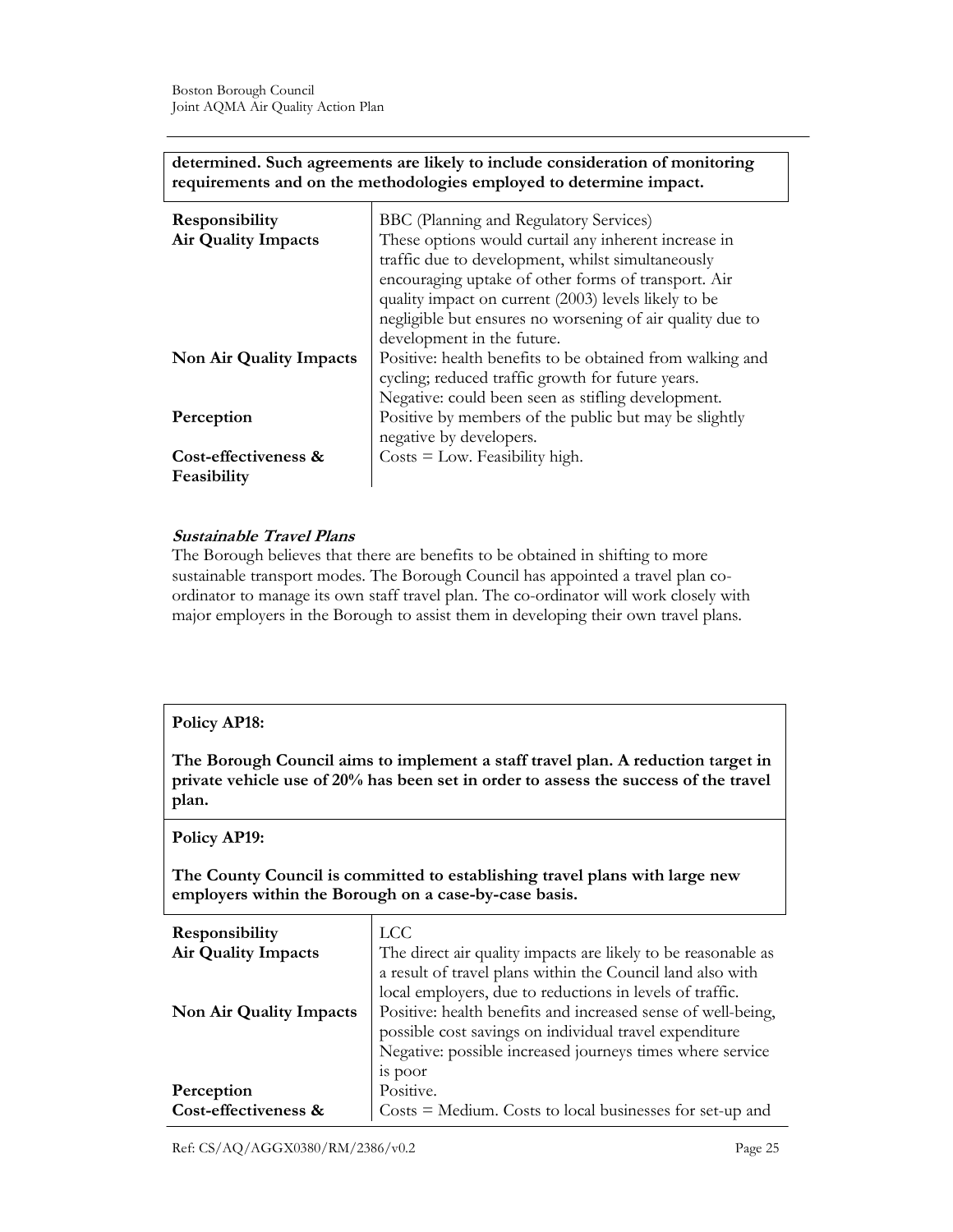**determined. Such agreements are likely to include consideration of monitoring requirements and on the methodologies employed to determine impact.**

| | |
|---|---|
| **Responsibility** | BBC (Planning and Regulatory Services) |
| **Air Quality Impacts** | These options would curtail any inherent increase in traffic due to development, whilst simultaneously encouraging uptake of other forms of transport. Air quality impact on current (2003) levels likely to be negligible but ensures no worsening of air quality due to development in the future. |
| **Non Air Quality Impacts** | Positive: health benefits to be obtained from walking and cycling; reduced traffic growth for future years. Negative: could been seen as stifling development. |
| **Perception** | Positive by members of the public but may be slightly negative by developers. |
| **Cost-effectiveness & Feasibility** | Costs = Low. Feasibility high. |

***Sustainable Travel Plans***

The Borough believes that there are benefits to be obtained in shifting to more sustainable transport modes. The Borough Council has appointed a travel plan co-ordinator to manage its own staff travel plan. The co-ordinator will work closely with major employers in the Borough to assist them in developing their own travel plans.

**Policy AP18:**

**The Borough Council aims to implement a staff travel plan. A reduction target in private vehicle use of 20% has been set in order to assess the success of the travel plan.**

**Policy AP19:**

**The County Council is committed to establishing travel plans with large new employers within the Borough on a case-by-case basis.**

| | |
|---|---|
| **Responsibility** | LCC |
| **Air Quality Impacts** | The direct air quality impacts are likely to be reasonable as a result of travel plans within the Council land also with local employers, due to reductions in levels of traffic. |
| **Non Air Quality Impacts** | Positive: health benefits and increased sense of well-being, possible cost savings on individual travel expenditure Negative: possible increased journeys times where service is poor |
| **Perception** | Positive. |
| **Cost-effectiveness &** | Costs = Medium. Costs to local businesses for set-up and |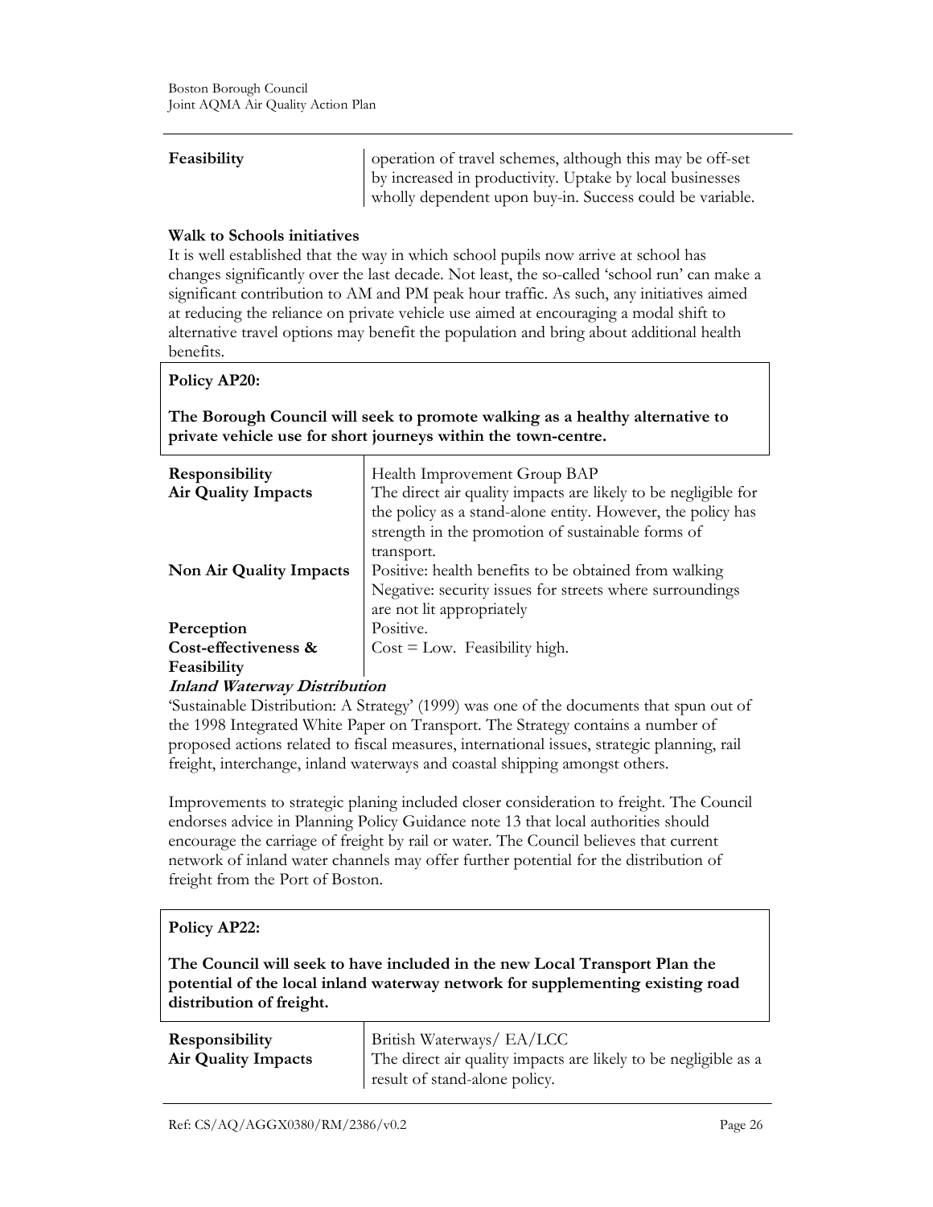| | |
|---|---|
| **Feasibility** | operation of travel schemes, although this may be off-set by increased in productivity. Uptake by local businesses wholly dependent upon buy-in. Success could be variable. |

**Walk to Schools initiatives**

It is well established that the way in which school pupils now arrive at school has changes significantly over the last decade. Not least, the so-called 'school run' can make a significant contribution to AM and PM peak hour traffic. As such, any initiatives aimed at reducing the reliance on private vehicle use aimed at encouraging a modal shift to alternative travel options may benefit the population and bring about additional health benefits.

**Policy AP20:**

**The Borough Council will seek to promote walking as a healthy alternative to private vehicle use for short journeys within the town-centre.**

| | |
|---|---|
| **Responsibility** | Health Improvement Group BAP |
| **Air Quality Impacts** | The direct air quality impacts are likely to be negligible for the policy as a stand-alone entity. However, the policy has strength in the promotion of sustainable forms of transport. |
| **Non Air Quality Impacts** | Positive: health benefits to be obtained from walking<br>Negative: security issues for streets where surroundings are not lit appropriately |
| **Perception** | Positive. |
| **Cost-effectiveness & Feasibility** | Cost = Low. Feasibility high. |

***Inland Waterway Distribution***

'Sustainable Distribution: A Strategy' (1999) was one of the documents that spun out of the 1998 Integrated White Paper on Transport. The Strategy contains a number of proposed actions related to fiscal measures, international issues, strategic planning, rail freight, interchange, inland waterways and coastal shipping amongst others.

Improvements to strategic planing included closer consideration to freight. The Council endorses advice in Planning Policy Guidance note 13 that local authorities should encourage the carriage of freight by rail or water. The Council believes that current network of inland water channels may offer further potential for the distribution of freight from the Port of Boston.

**Policy AP22:**

**The Council will seek to have included in the new Local Transport Plan the potential of the local inland waterway network for supplementing existing road distribution of freight.**

| | |
|---|---|
| **Responsibility** | British Waterways/ EA/LCC |
| **Air Quality Impacts** | The direct air quality impacts are likely to be negligible as a result of stand-alone policy. |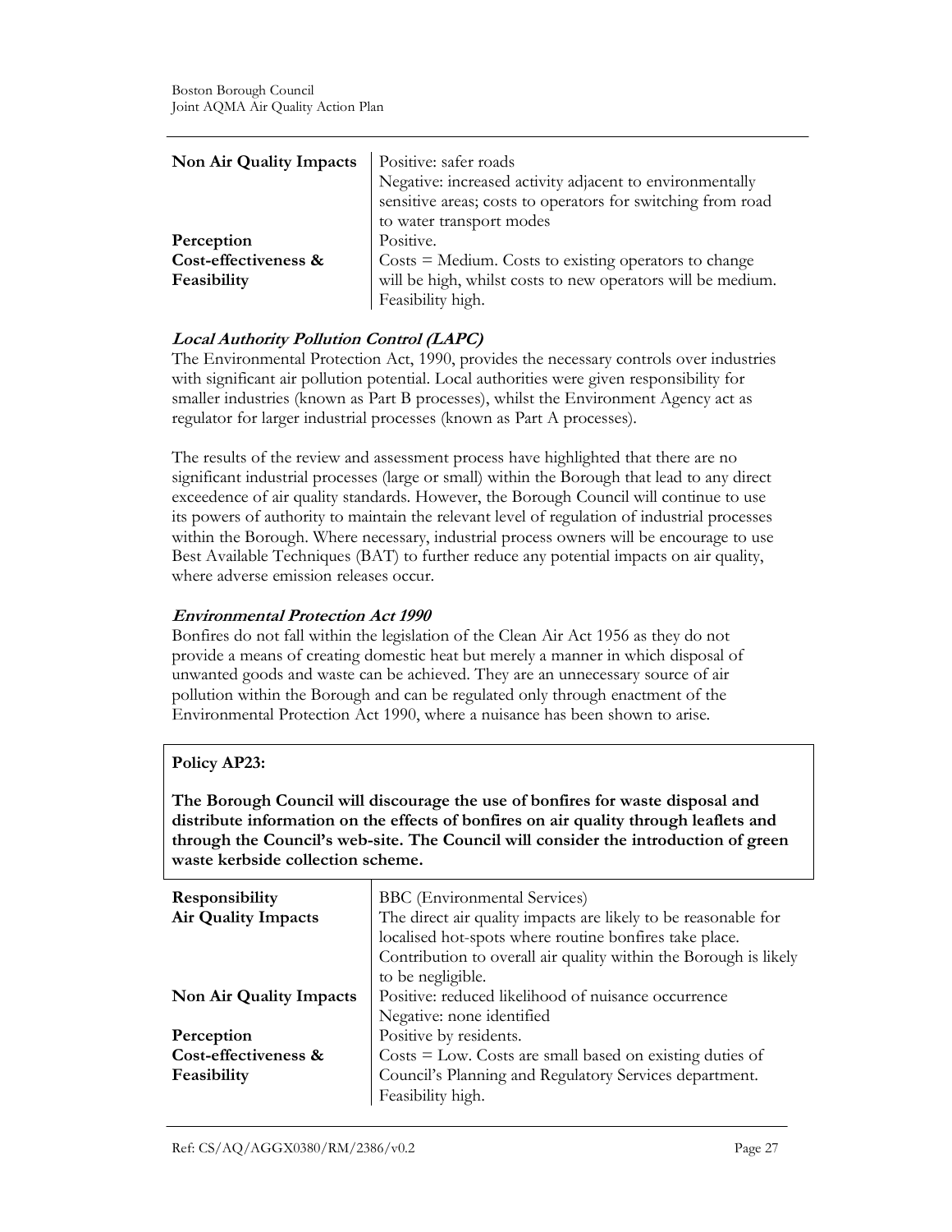| | |
|---|---|
| **Non Air Quality Impacts** | Positive: safer roads<br>Negative: increased activity adjacent to environmentally sensitive areas; costs to operators for switching from road to water transport modes |
| **Perception** | Positive. |
| **Cost-effectiveness & Feasibility** | Costs = Medium. Costs to existing operators to change will be high, whilst costs to new operators will be medium. Feasibility high. |

### *Local Authority Pollution Control (LAPC)*

The Environmental Protection Act, 1990, provides the necessary controls over industries with significant air pollution potential. Local authorities were given responsibility for smaller industries (known as Part B processes), whilst the Environment Agency act as regulator for larger industrial processes (known as Part A processes).

The results of the review and assessment process have highlighted that there are no significant industrial processes (large or small) within the Borough that lead to any direct exceedence of air quality standards. However, the Borough Council will continue to use its powers of authority to maintain the relevant level of regulation of industrial processes within the Borough. Where necessary, industrial process owners will be encourage to use Best Available Techniques (BAT) to further reduce any potential impacts on air quality, where adverse emission releases occur.

### *Environmental Protection Act 1990*

Bonfires do not fall within the legislation of the Clean Air Act 1956 as they do not provide a means of creating domestic heat but merely a manner in which disposal of unwanted goods and waste can be achieved. They are an unnecessary source of air pollution within the Borough and can be regulated only through enactment of the Environmental Protection Act 1990, where a nuisance has been shown to arise.

**Policy AP23:**

**The Borough Council will discourage the use of bonfires for waste disposal and distribute information on the effects of bonfires on air quality through leaflets and through the Council's web-site. The Council will consider the introduction of green waste kerbside collection scheme.**

| | |
|---|---|
| **Responsibility** | BBC (Environmental Services) |
| **Air Quality Impacts** | The direct air quality impacts are likely to be reasonable for localised hot-spots where routine bonfires take place. Contribution to overall air quality within the Borough is likely to be negligible. |
| **Non Air Quality Impacts** | Positive: reduced likelihood of nuisance occurrence<br>Negative: none identified |
| **Perception** | Positive by residents. |
| **Cost-effectiveness & Feasibility** | Costs = Low. Costs are small based on existing duties of Council's Planning and Regulatory Services department. Feasibility high. |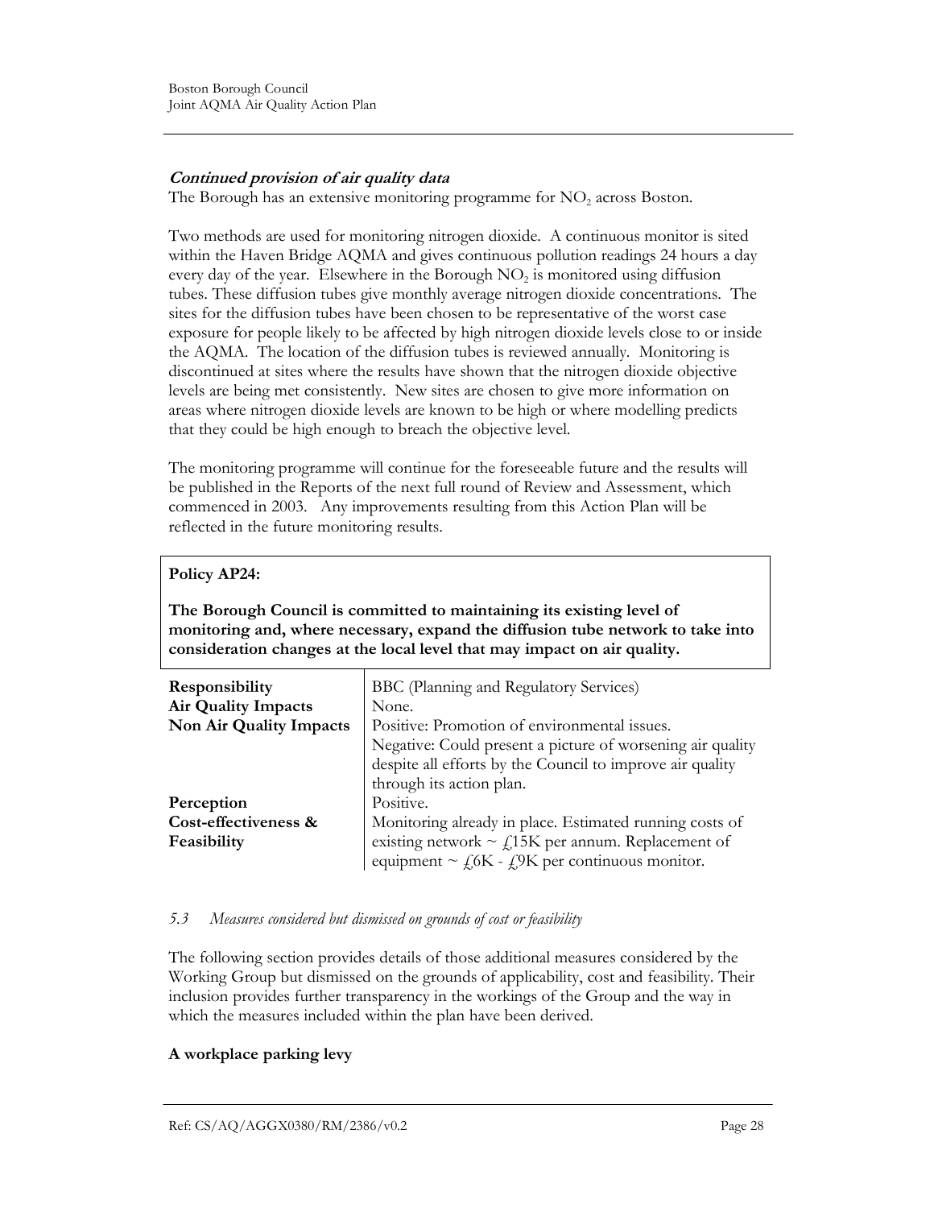***Continued provision of air quality data***

The Borough has an extensive monitoring programme for $NO_2$ across Boston.

Two methods are used for monitoring nitrogen dioxide. A continuous monitor is sited within the Haven Bridge AQMA and gives continuous pollution readings 24 hours a day every day of the year. Elsewhere in the Borough $NO_2$ is monitored using diffusion tubes. These diffusion tubes give monthly average nitrogen dioxide concentrations. The sites for the diffusion tubes have been chosen to be representative of the worst case exposure for people likely to be affected by high nitrogen dioxide levels close to or inside the AQMA. The location of the diffusion tubes is reviewed annually. Monitoring is discontinued at sites where the results have shown that the nitrogen dioxide objective levels are being met consistently. New sites are chosen to give more information on areas where nitrogen dioxide levels are known to be high or where modelling predicts that they could be high enough to breach the objective level.

The monitoring programme will continue for the foreseeable future and the results will be published in the Reports of the next full round of Review and Assessment, which commenced in 2003. Any improvements resulting from this Action Plan will be reflected in the future monitoring results.

**Policy AP24:**

**The Borough Council is committed to maintaining its existing level of monitoring and, where necessary, expand the diffusion tube network to take into consideration changes at the local level that may impact on air quality.**

| | |
|---|---|
| **Responsibility** | BBC (Planning and Regulatory Services) |
| **Air Quality Impacts** | None. |
| **Non Air Quality Impacts** | Positive: Promotion of environmental issues. Negative: Could present a picture of worsening air quality despite all efforts by the Council to improve air quality through its action plan. |
| **Perception** | Positive. |
| **Cost-effectiveness & Feasibility** | Monitoring already in place. Estimated running costs of existing network ~ £15K per annum. Replacement of equipment ~ £6K - £9K per continuous monitor. |

### *5.3 Measures considered but dismissed on grounds of cost or feasibility*

The following section provides details of those additional measures considered by the Working Group but dismissed on the grounds of applicability, cost and feasibility. Their inclusion provides further transparency in the workings of the Group and the way in which the measures included within the plan have been derived.

**A workplace parking levy**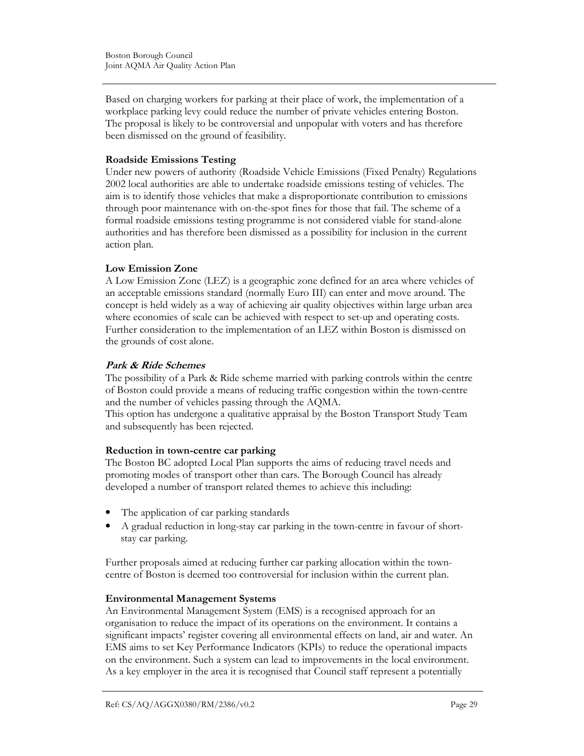Based on charging workers for parking at their place of work, the implementation of a workplace parking levy could reduce the number of private vehicles entering Boston. The proposal is likely to be controversial and unpopular with voters and has therefore been dismissed on the ground of feasibility.

**Roadside Emissions Testing**

Under new powers of authority (Roadside Vehicle Emissions (Fixed Penalty) Regulations 2002 local authorities are able to undertake roadside emissions testing of vehicles. The aim is to identify those vehicles that make a disproportionate contribution to emissions through poor maintenance with on-the-spot fines for those that fail. The scheme of a formal roadside emissions testing programme is not considered viable for stand-alone authorities and has therefore been dismissed as a possibility for inclusion in the current action plan.

**Low Emission Zone**

A Low Emission Zone (LEZ) is a geographic zone defined for an area where vehicles of an acceptable emissions standard (normally Euro III) can enter and move around. The concept is held widely as a way of achieving air quality objectives within large urban area where economies of scale can be achieved with respect to set-up and operating costs. Further consideration to the implementation of an LEZ within Boston is dismissed on the grounds of cost alone.

***Park & Ride Schemes***

The possibility of a Park & Ride scheme married with parking controls within the centre of Boston could provide a means of reducing traffic congestion within the town-centre and the number of vehicles passing through the AQMA.
This option has undergone a qualitative appraisal by the Boston Transport Study Team and subsequently has been rejected.

**Reduction in town-centre car parking**

The Boston BC adopted Local Plan supports the aims of reducing travel needs and promoting modes of transport other than cars. The Borough Council has already developed a number of transport related themes to achieve this including:

- The application of car parking standards
- A gradual reduction in long-stay car parking in the town-centre in favour of short-stay car parking.

Further proposals aimed at reducing further car parking allocation within the town-centre of Boston is deemed too controversial for inclusion within the current plan.

**Environmental Management Systems**

An Environmental Management System (EMS) is a recognised approach for an organisation to reduce the impact of its operations on the environment. It contains a significant impacts' register covering all environmental effects on land, air and water. An EMS aims to set Key Performance Indicators (KPIs) to reduce the operational impacts on the environment. Such a system can lead to improvements in the local environment. As a key employer in the area it is recognised that Council staff represent a potentially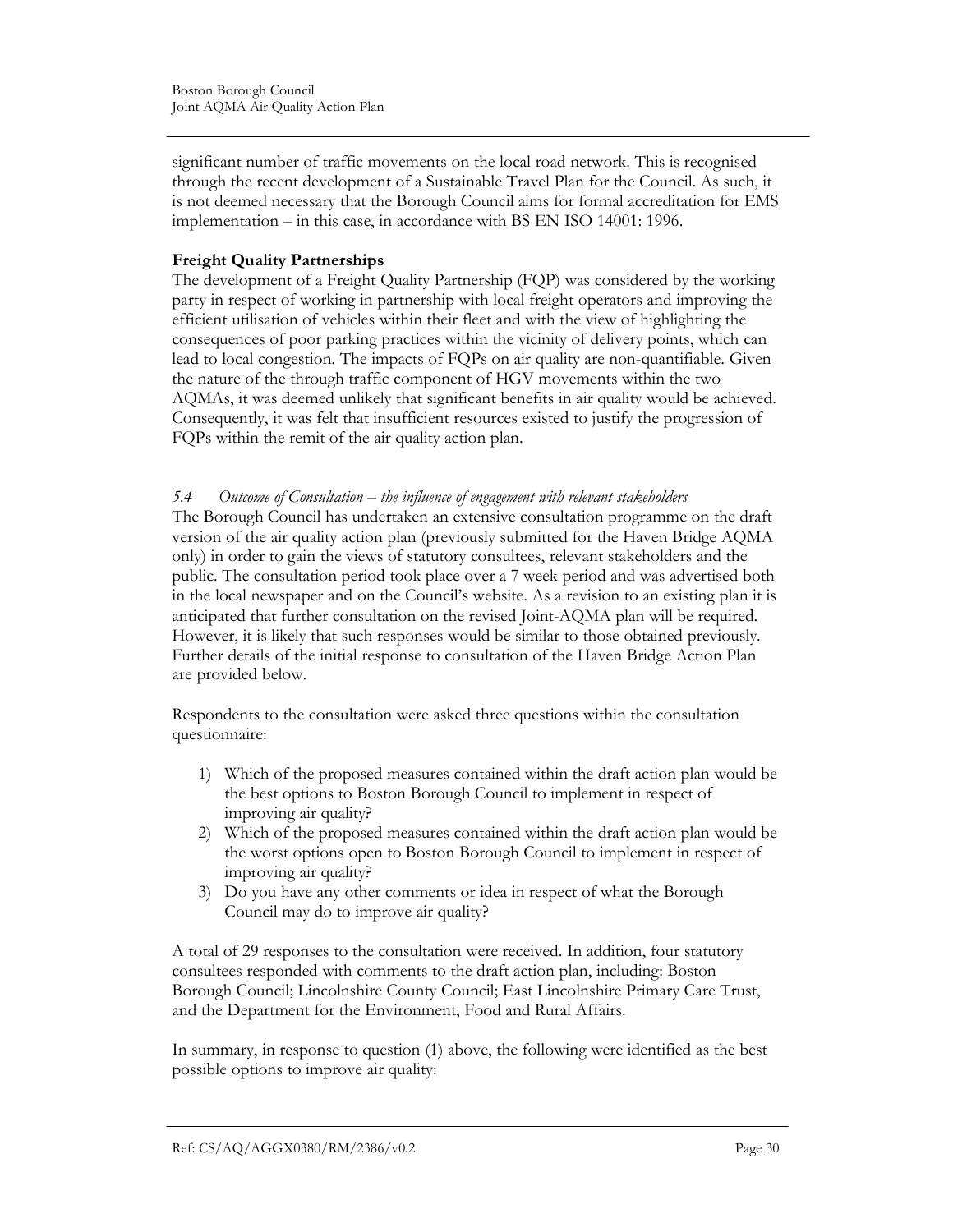significant number of traffic movements on the local road network. This is recognised through the recent development of a Sustainable Travel Plan for the Council. As such, it is not deemed necessary that the Borough Council aims for formal accreditation for EMS implementation – in this case, in accordance with BS EN ISO 14001: 1996.

**Freight Quality Partnerships**

The development of a Freight Quality Partnership (FQP) was considered by the working party in respect of working in partnership with local freight operators and improving the efficient utilisation of vehicles within their fleet and with the view of highlighting the consequences of poor parking practices within the vicinity of delivery points, which can lead to local congestion. The impacts of FQPs on air quality are non-quantifiable. Given the nature of the through traffic component of HGV movements within the two AQMAs, it was deemed unlikely that significant benefits in air quality would be achieved. Consequently, it was felt that insufficient resources existed to justify the progression of FQPs within the remit of the air quality action plan.

### *5.4 Outcome of Consultation – the influence of engagement with relevant stakeholders*

The Borough Council has undertaken an extensive consultation programme on the draft version of the air quality action plan (previously submitted for the Haven Bridge AQMA only) in order to gain the views of statutory consultees, relevant stakeholders and the public. The consultation period took place over a 7 week period and was advertised both in the local newspaper and on the Council's website. As a revision to an existing plan it is anticipated that further consultation on the revised Joint-AQMA plan will be required. However, it is likely that such responses would be similar to those obtained previously. Further details of the initial response to consultation of the Haven Bridge Action Plan are provided below.

Respondents to the consultation were asked three questions within the consultation questionnaire:

1) Which of the proposed measures contained within the draft action plan would be the best options to Boston Borough Council to implement in respect of improving air quality?
2) Which of the proposed measures contained within the draft action plan would be the worst options open to Boston Borough Council to implement in respect of improving air quality?
3) Do you have any other comments or idea in respect of what the Borough Council may do to improve air quality?

A total of 29 responses to the consultation were received. In addition, four statutory consultees responded with comments to the draft action plan, including: Boston Borough Council; Lincolnshire County Council; East Lincolnshire Primary Care Trust, and the Department for the Environment, Food and Rural Affairs.

In summary, in response to question (1) above, the following were identified as the best possible options to improve air quality: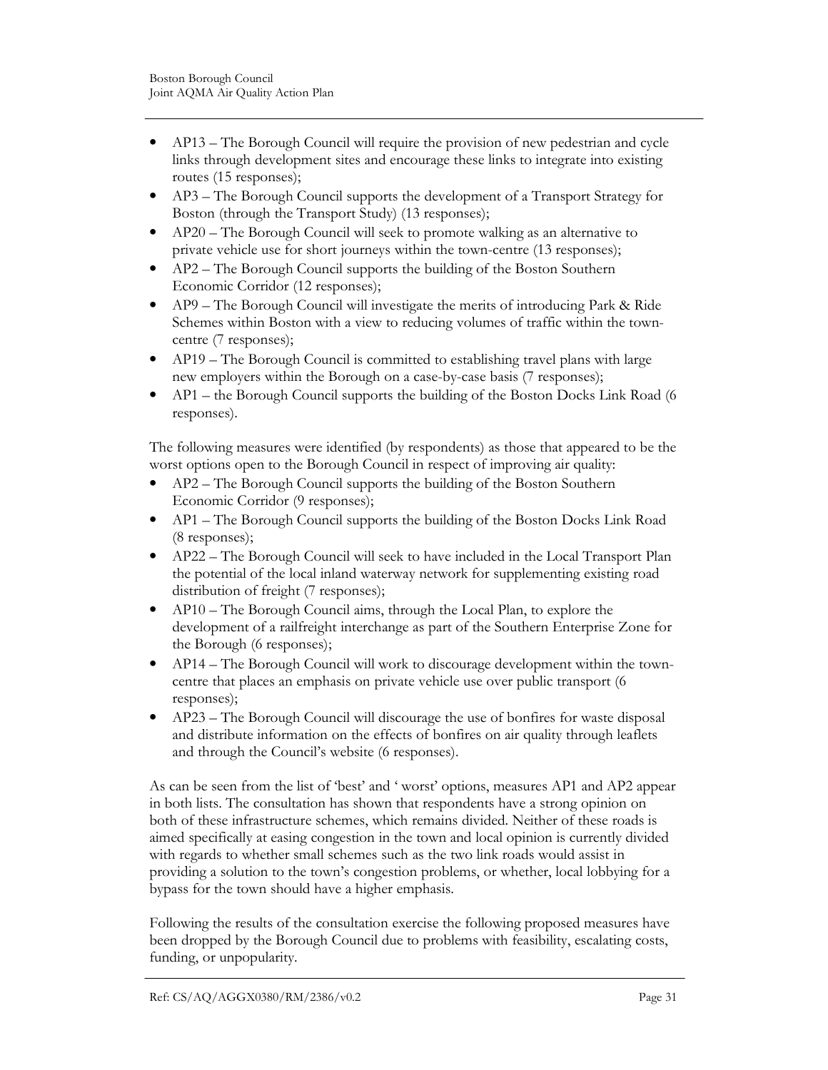- AP13 – The Borough Council will require the provision of new pedestrian and cycle links through development sites and encourage these links to integrate into existing routes (15 responses);
- AP3 – The Borough Council supports the development of a Transport Strategy for Boston (through the Transport Study) (13 responses);
- AP20 – The Borough Council will seek to promote walking as an alternative to private vehicle use for short journeys within the town-centre (13 responses);
- AP2 – The Borough Council supports the building of the Boston Southern Economic Corridor (12 responses);
- AP9 – The Borough Council will investigate the merits of introducing Park & Ride Schemes within Boston with a view to reducing volumes of traffic within the town-centre (7 responses);
- AP19 – The Borough Council is committed to establishing travel plans with large new employers within the Borough on a case-by-case basis (7 responses);
- AP1 – the Borough Council supports the building of the Boston Docks Link Road (6 responses).

The following measures were identified (by respondents) as those that appeared to be the worst options open to the Borough Council in respect of improving air quality:

- AP2 – The Borough Council supports the building of the Boston Southern Economic Corridor (9 responses);
- AP1 – The Borough Council supports the building of the Boston Docks Link Road (8 responses);
- AP22 – The Borough Council will seek to have included in the Local Transport Plan the potential of the local inland waterway network for supplementing existing road distribution of freight (7 responses);
- AP10 – The Borough Council aims, through the Local Plan, to explore the development of a railfreight interchange as part of the Southern Enterprise Zone for the Borough (6 responses);
- AP14 – The Borough Council will work to discourage development within the town-centre that places an emphasis on private vehicle use over public transport (6 responses);
- AP23 – The Borough Council will discourage the use of bonfires for waste disposal and distribute information on the effects of bonfires on air quality through leaflets and through the Council's website (6 responses).

As can be seen from the list of 'best' and ' worst' options, measures AP1 and AP2 appear in both lists. The consultation has shown that respondents have a strong opinion on both of these infrastructure schemes, which remains divided. Neither of these roads is aimed specifically at easing congestion in the town and local opinion is currently divided with regards to whether small schemes such as the two link roads would assist in providing a solution to the town's congestion problems, or whether, local lobbying for a bypass for the town should have a higher emphasis.

Following the results of the consultation exercise the following proposed measures have been dropped by the Borough Council due to problems with feasibility, escalating costs, funding, or unpopularity.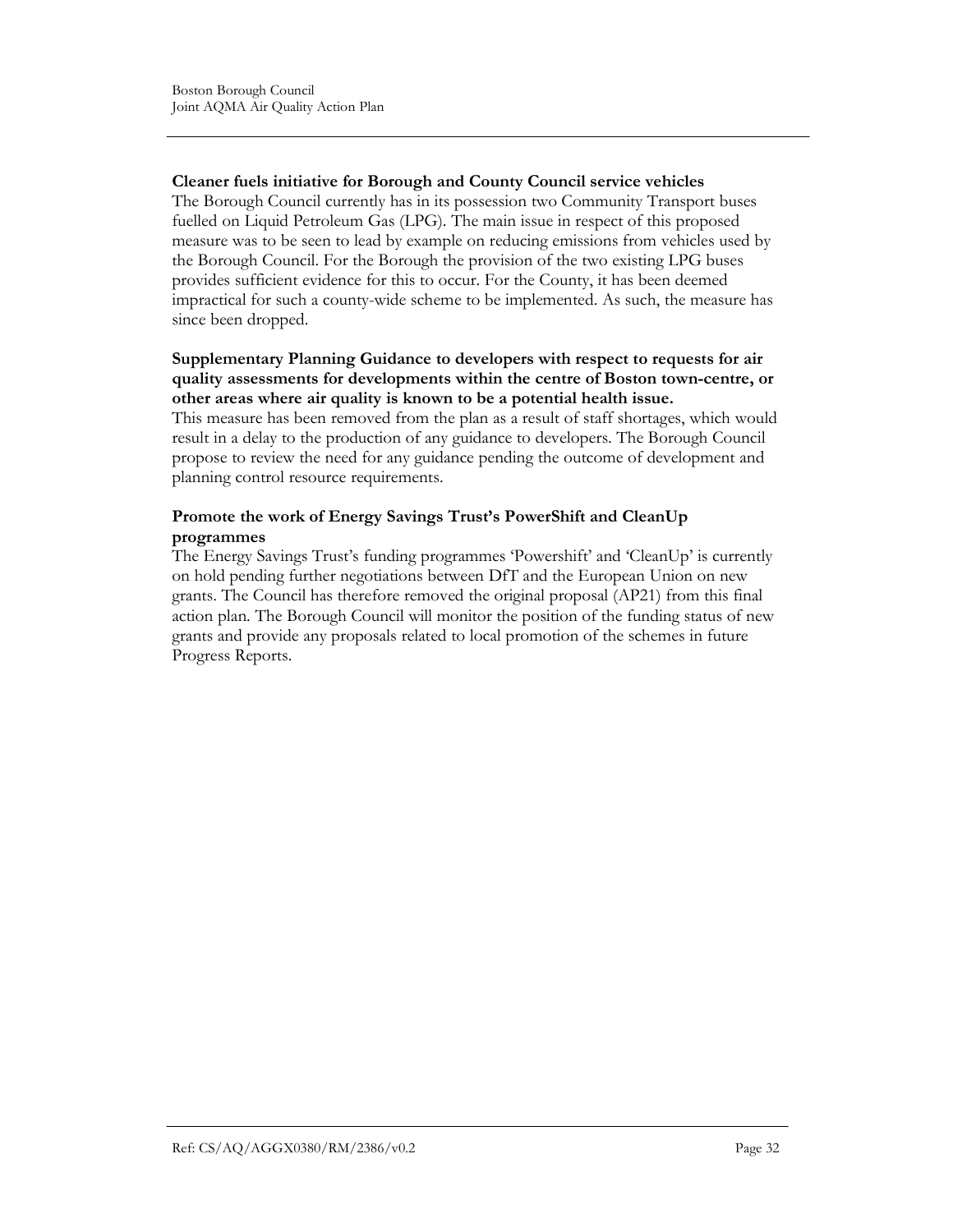**Cleaner fuels initiative for Borough and County Council service vehicles**

The Borough Council currently has in its possession two Community Transport buses fuelled on Liquid Petroleum Gas (LPG). The main issue in respect of this proposed measure was to be seen to lead by example on reducing emissions from vehicles used by the Borough Council. For the Borough the provision of the two existing LPG buses provides sufficient evidence for this to occur. For the County, it has been deemed impractical for such a county-wide scheme to be implemented. As such, the measure has since been dropped.

**Supplementary Planning Guidance to developers with respect to requests for air quality assessments for developments within the centre of Boston town-centre, or other areas where air quality is known to be a potential health issue.**

This measure has been removed from the plan as a result of staff shortages, which would result in a delay to the production of any guidance to developers. The Borough Council propose to review the need for any guidance pending the outcome of development and planning control resource requirements.

**Promote the work of Energy Savings Trust's PowerShift and CleanUp programmes**

The Energy Savings Trust's funding programmes 'Powershift' and 'CleanUp' is currently on hold pending further negotiations between DfT and the European Union on new grants. The Council has therefore removed the original proposal (AP21) from this final action plan. The Borough Council will monitor the position of the funding status of new grants and provide any proposals related to local promotion of the schemes in future Progress Reports.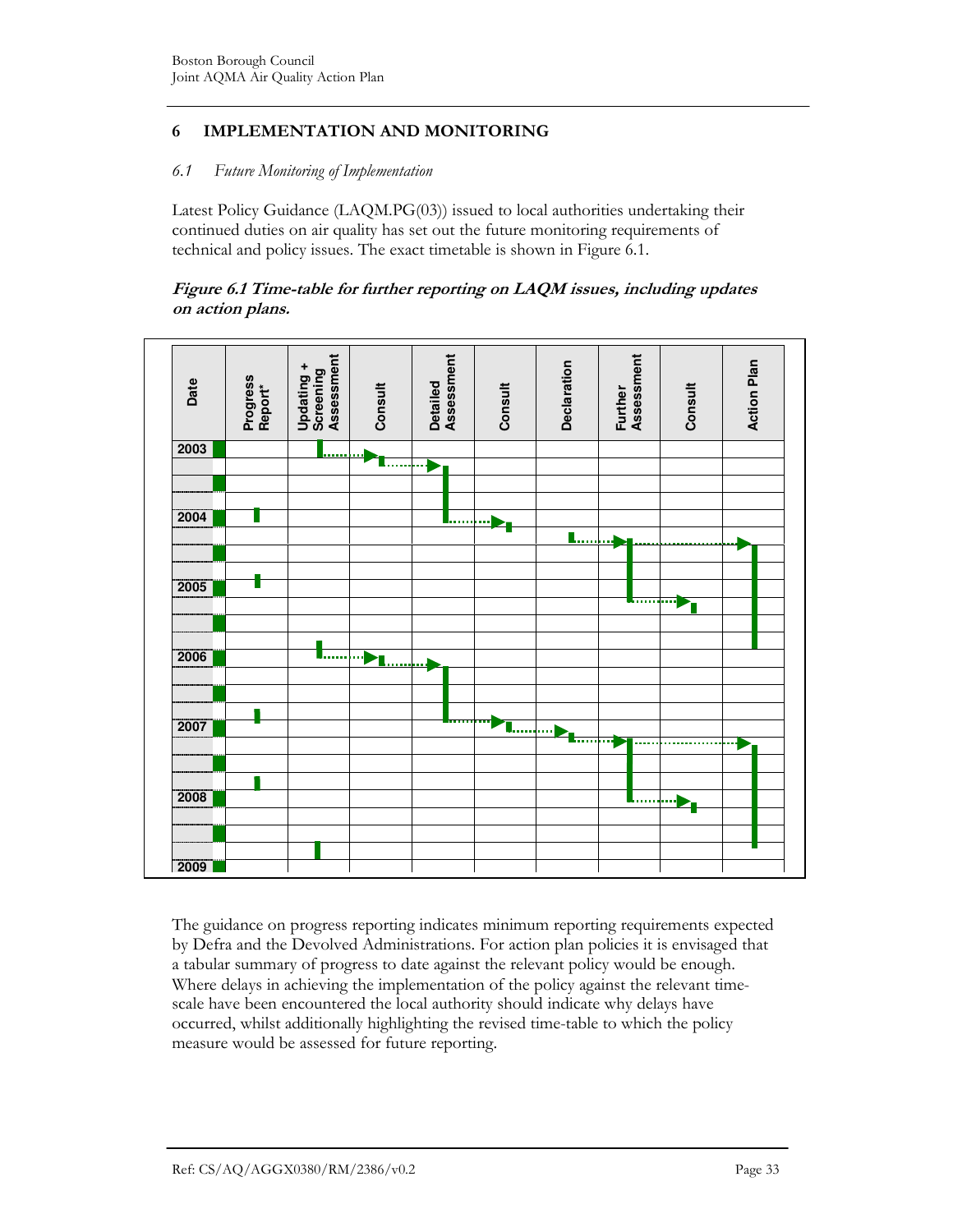## 6 IMPLEMENTATION AND MONITORING

### 6.1 *Future Monitoring of Implementation*

Latest Policy Guidance (LAQM.PG(03)) issued to local authorities undertaking their continued duties on air quality has set out the future monitoring requirements of technical and policy issues. The exact timetable is shown in Figure 6.1.

***Figure 6.1 Time-table for further reporting on LAQM issues, including updates on action plans.***

| Date | Progress Report* | Updating + Screening Assessment | Consult | Detailed Assessment | Consult | Declaration | Further Assessment | Consult | Action Plan |
|---|---|---|---|---|---|---|---|---|---|
| 2003 | | | | | | | | | |
| 2004 | | | | | | | | | |
| 2005 | | | | | | | | | |
| 2006 | | | | | | | | | |
| 2007 | | | | | | | | | |
| 2008 | | | | | | | | | |
| 2009 | | | | | | | | | |

The guidance on progress reporting indicates minimum reporting requirements expected by Defra and the Devolved Administrations. For action plan policies it is envisaged that a tabular summary of progress to date against the relevant policy would be enough. Where delays in achieving the implementation of the policy against the relevant time-scale have been encountered the local authority should indicate why delays have occurred, whilst additionally highlighting the revised time-table to which the policy measure would be assessed for future reporting.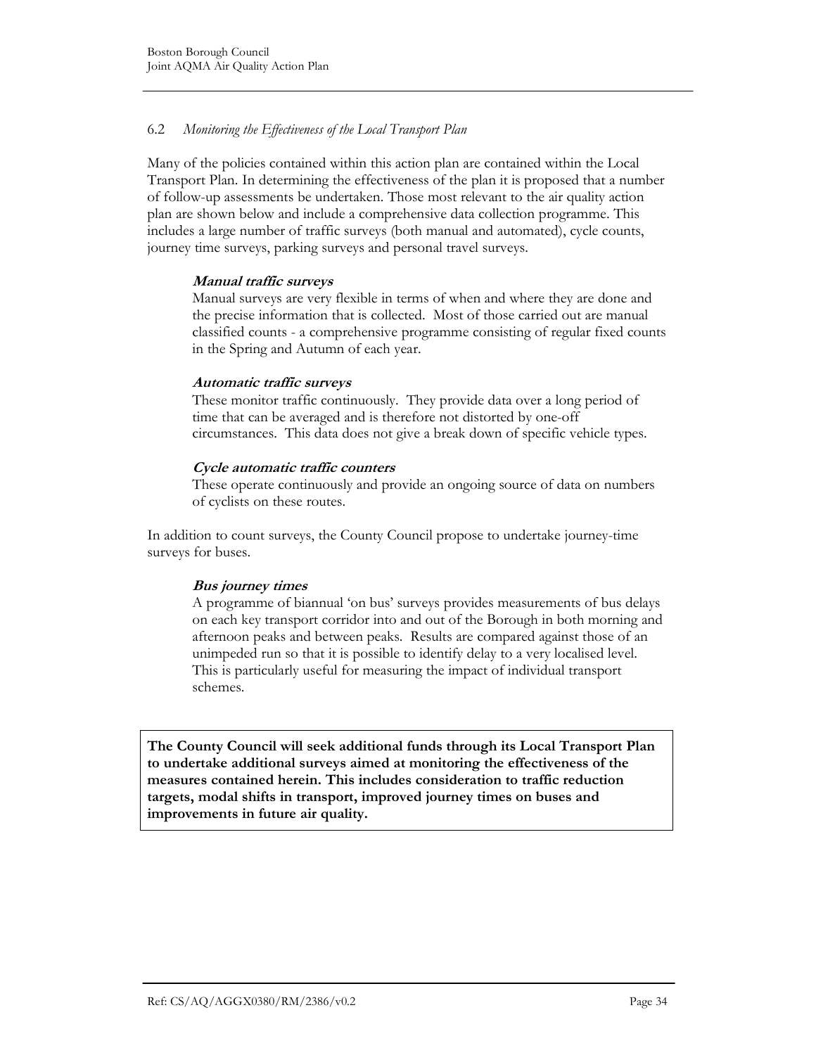### 6.2 *Monitoring the Effectiveness of the Local Transport Plan*

Many of the policies contained within this action plan are contained within the Local Transport Plan. In determining the effectiveness of the plan it is proposed that a number of follow-up assessments be undertaken. Those most relevant to the air quality action plan are shown below and include a comprehensive data collection programme. This includes a large number of traffic surveys (both manual and automated), cycle counts, journey time surveys, parking surveys and personal travel surveys.

***Manual traffic surveys***

Manual surveys are very flexible in terms of when and where they are done and the precise information that is collected. Most of those carried out are manual classified counts - a comprehensive programme consisting of regular fixed counts in the Spring and Autumn of each year.

***Automatic traffic surveys***

These monitor traffic continuously. They provide data over a long period of time that can be averaged and is therefore not distorted by one-off circumstances. This data does not give a break down of specific vehicle types.

***Cycle automatic traffic counters***

These operate continuously and provide an ongoing source of data on numbers of cyclists on these routes.

In addition to count surveys, the County Council propose to undertake journey-time surveys for buses.

***Bus journey times***

A programme of biannual 'on bus' surveys provides measurements of bus delays on each key transport corridor into and out of the Borough in both morning and afternoon peaks and between peaks. Results are compared against those of an unimpeded run so that it is possible to identify delay to a very localised level. This is particularly useful for measuring the impact of individual transport schemes.

**The County Council will seek additional funds through its Local Transport Plan to undertake additional surveys aimed at monitoring the effectiveness of the measures contained herein. This includes consideration to traffic reduction targets, modal shifts in transport, improved journey times on buses and improvements in future air quality.**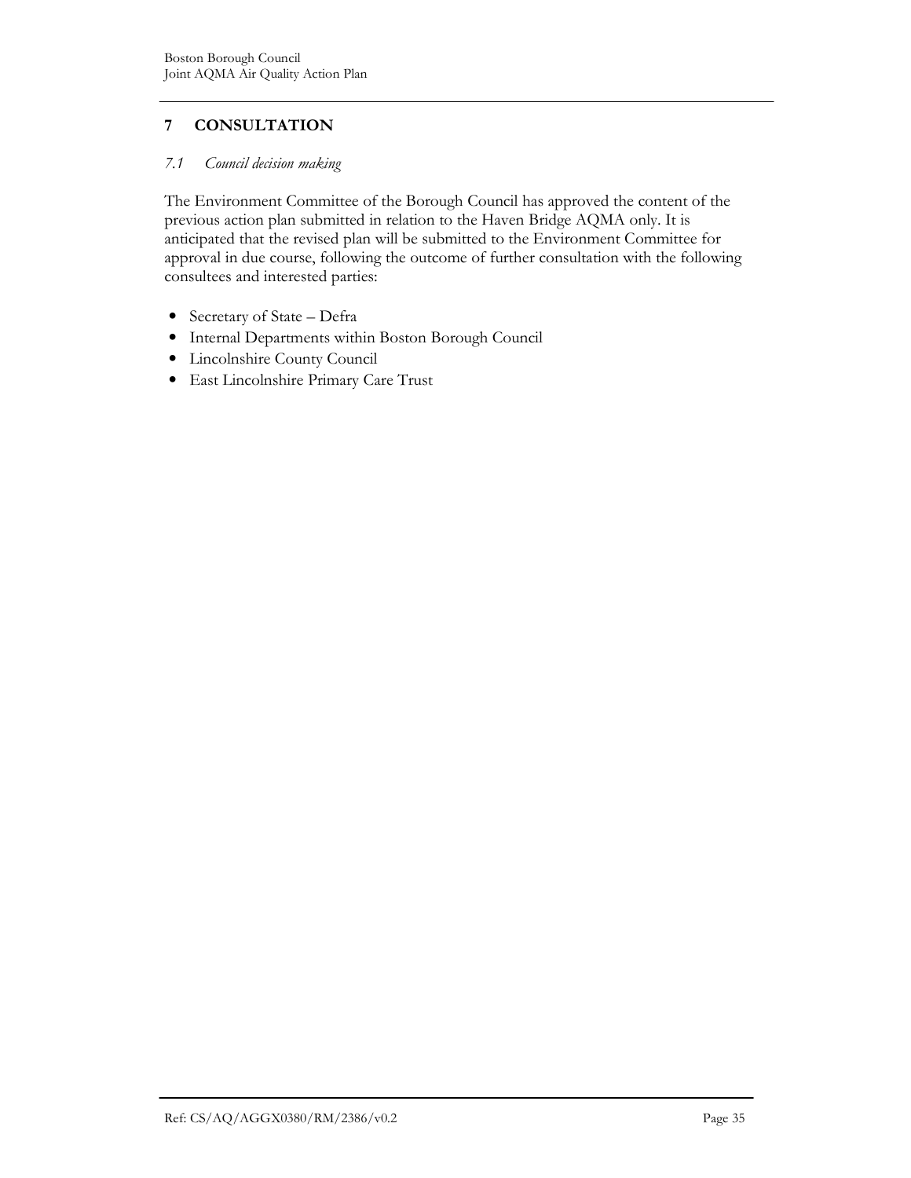# 7 CONSULTATION

## *7.1 Council decision making*

The Environment Committee of the Borough Council has approved the content of the previous action plan submitted in relation to the Haven Bridge AQMA only. It is anticipated that the revised plan will be submitted to the Environment Committee for approval in due course, following the outcome of further consultation with the following consultees and interested parties:

- Secretary of State – Defra
- Internal Departments within Boston Borough Council
- Lincolnshire County Council
- East Lincolnshire Primary Care Trust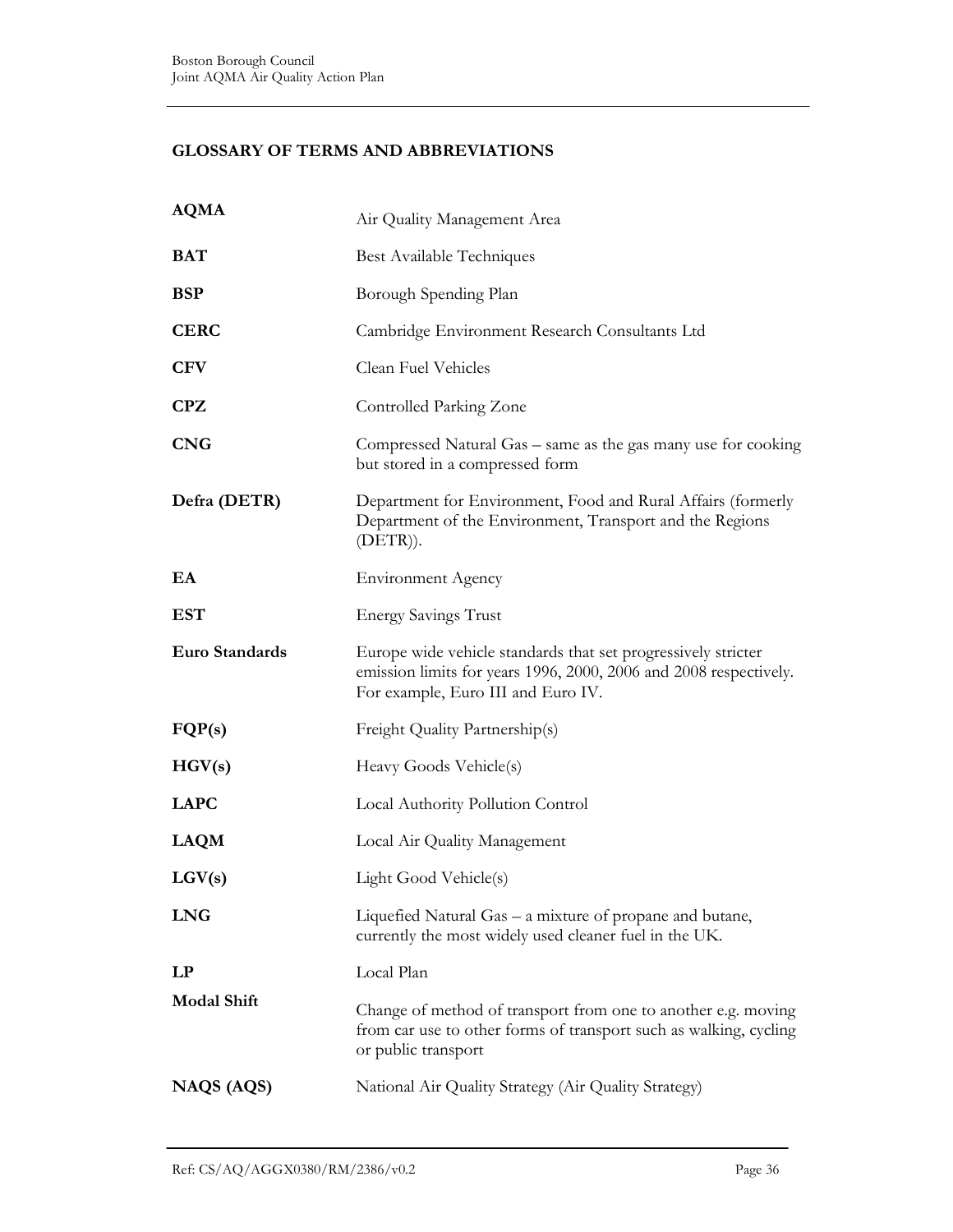## GLOSSARY OF TERMS AND ABBREVIATIONS

| | |
|---|---|
| **AQMA** | Air Quality Management Area |
| **BAT** | Best Available Techniques |
| **BSP** | Borough Spending Plan |
| **CERC** | Cambridge Environment Research Consultants Ltd |
| **CFV** | Clean Fuel Vehicles |
| **CPZ** | Controlled Parking Zone |
| **CNG** | Compressed Natural Gas – same as the gas many use for cooking but stored in a compressed form |
| **Defra (DETR)** | Department for Environment, Food and Rural Affairs (formerly Department of the Environment, Transport and the Regions (DETR)). |
| **EA** | Environment Agency |
| **EST** | Energy Savings Trust |
| **Euro Standards** | Europe wide vehicle standards that set progressively stricter emission limits for years 1996, 2000, 2006 and 2008 respectively. For example, Euro III and Euro IV. |
| **FQP(s)** | Freight Quality Partnership(s) |
| **HGV(s)** | Heavy Goods Vehicle(s) |
| **LAPC** | Local Authority Pollution Control |
| **LAQM** | Local Air Quality Management |
| **LGV(s)** | Light Good Vehicle(s) |
| **LNG** | Liquefied Natural Gas – a mixture of propane and butane, currently the most widely used cleaner fuel in the UK. |
| **LP** | Local Plan |
| **Modal Shift** | Change of method of transport from one to another e.g. moving from car use to other forms of transport such as walking, cycling or public transport |
| **NAQS (AQS)** | National Air Quality Strategy (Air Quality Strategy) |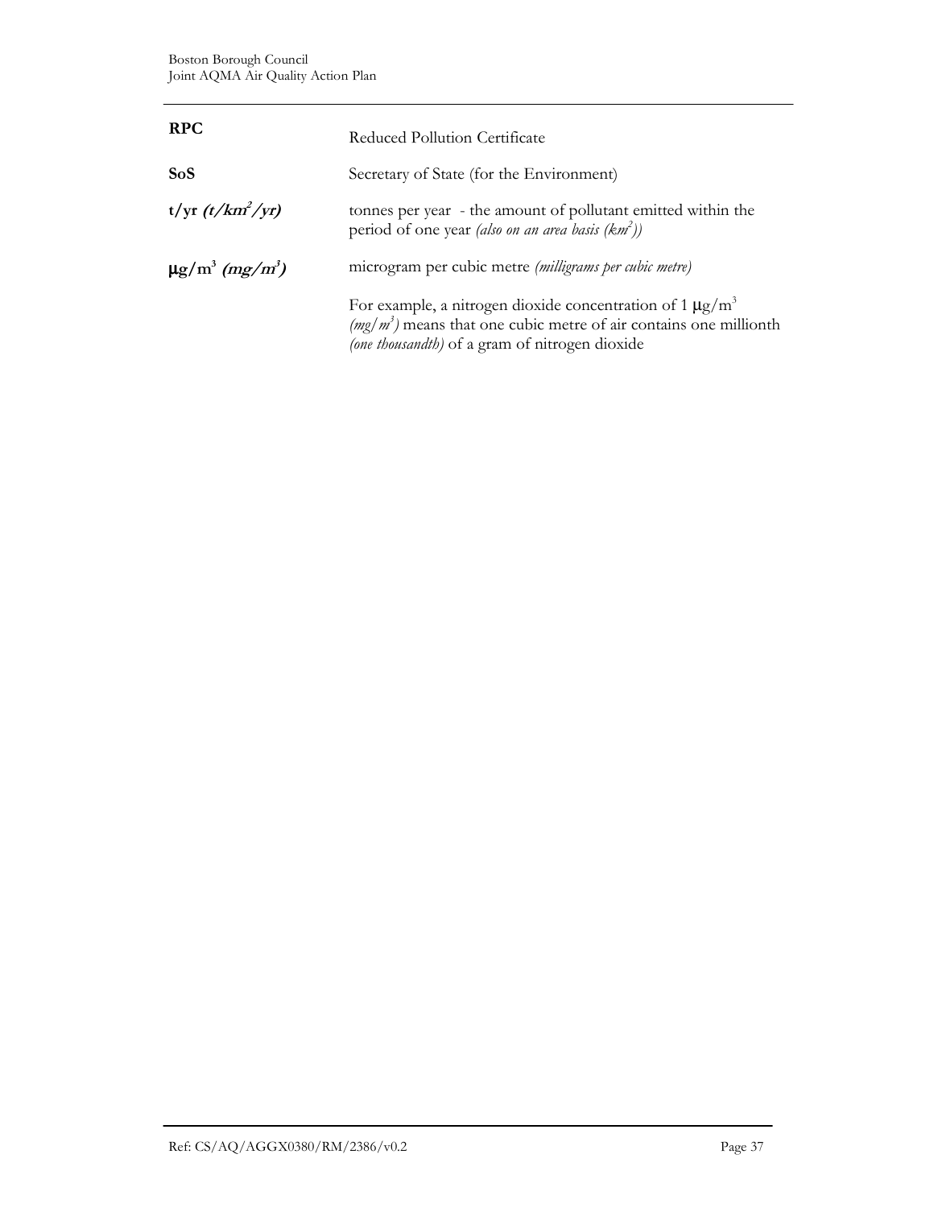| | |
|---|---|
| **RPC** | Reduced Pollution Certificate |
| **SoS** | Secretary of State (for the Environment) |
| **t/yr** ***(t/km²/yr)*** | tonnes per year - the amount of pollutant emitted within the period of one year *(also on an area basis (km²))* |
| **μg/m³** ***(mg/m³)*** | microgram per cubic metre *(milligrams per cubic metre)*<br><br>For example, a nitrogen dioxide concentration of 1 μg/m³ *(mg/m³)* means that one cubic metre of air contains one millionth *(one thousandth)* of a gram of nitrogen dioxide |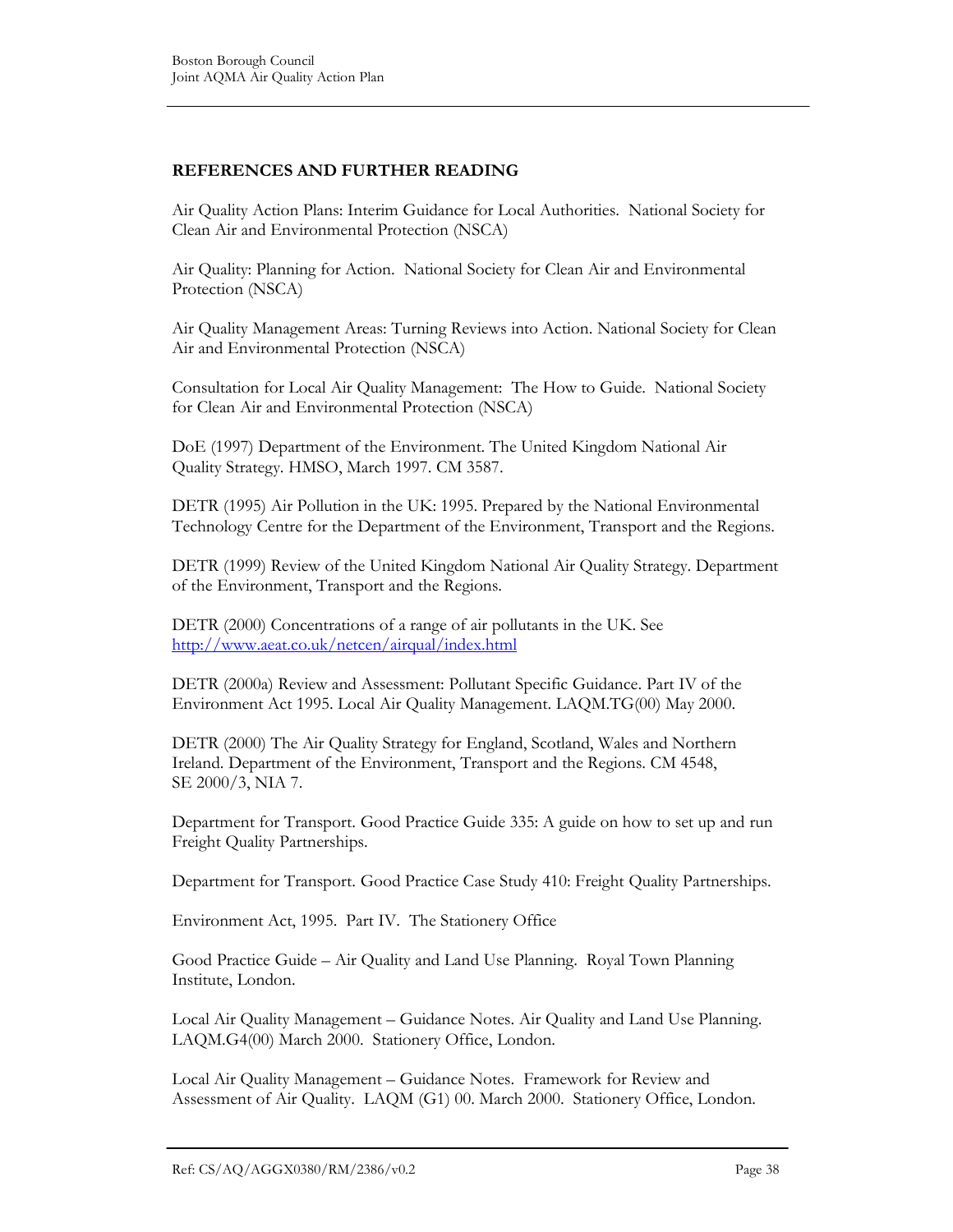## REFERENCES AND FURTHER READING

Air Quality Action Plans: Interim Guidance for Local Authorities. National Society for Clean Air and Environmental Protection (NSCA)

Air Quality: Planning for Action. National Society for Clean Air and Environmental Protection (NSCA)

Air Quality Management Areas: Turning Reviews into Action. National Society for Clean Air and Environmental Protection (NSCA)

Consultation for Local Air Quality Management: The How to Guide. National Society for Clean Air and Environmental Protection (NSCA)

DoE (1997) Department of the Environment. The United Kingdom National Air Quality Strategy. HMSO, March 1997. CM 3587.

DETR (1995) Air Pollution in the UK: 1995. Prepared by the National Environmental Technology Centre for the Department of the Environment, Transport and the Regions.

DETR (1999) Review of the United Kingdom National Air Quality Strategy. Department of the Environment, Transport and the Regions.

DETR (2000) Concentrations of a range of air pollutants in the UK. See http://www.aeat.co.uk/netcen/airqual/index.html

DETR (2000a) Review and Assessment: Pollutant Specific Guidance. Part IV of the Environment Act 1995. Local Air Quality Management. LAQM.TG(00) May 2000.

DETR (2000) The Air Quality Strategy for England, Scotland, Wales and Northern Ireland. Department of the Environment, Transport and the Regions. CM 4548, SE 2000/3, NIA 7.

Department for Transport. Good Practice Guide 335: A guide on how to set up and run Freight Quality Partnerships.

Department for Transport. Good Practice Case Study 410: Freight Quality Partnerships.

Environment Act, 1995. Part IV. The Stationery Office

Good Practice Guide – Air Quality and Land Use Planning. Royal Town Planning Institute, London.

Local Air Quality Management – Guidance Notes. Air Quality and Land Use Planning. LAQM.G4(00) March 2000. Stationery Office, London.

Local Air Quality Management – Guidance Notes. Framework for Review and Assessment of Air Quality. LAQM (G1) 00. March 2000. Stationery Office, London.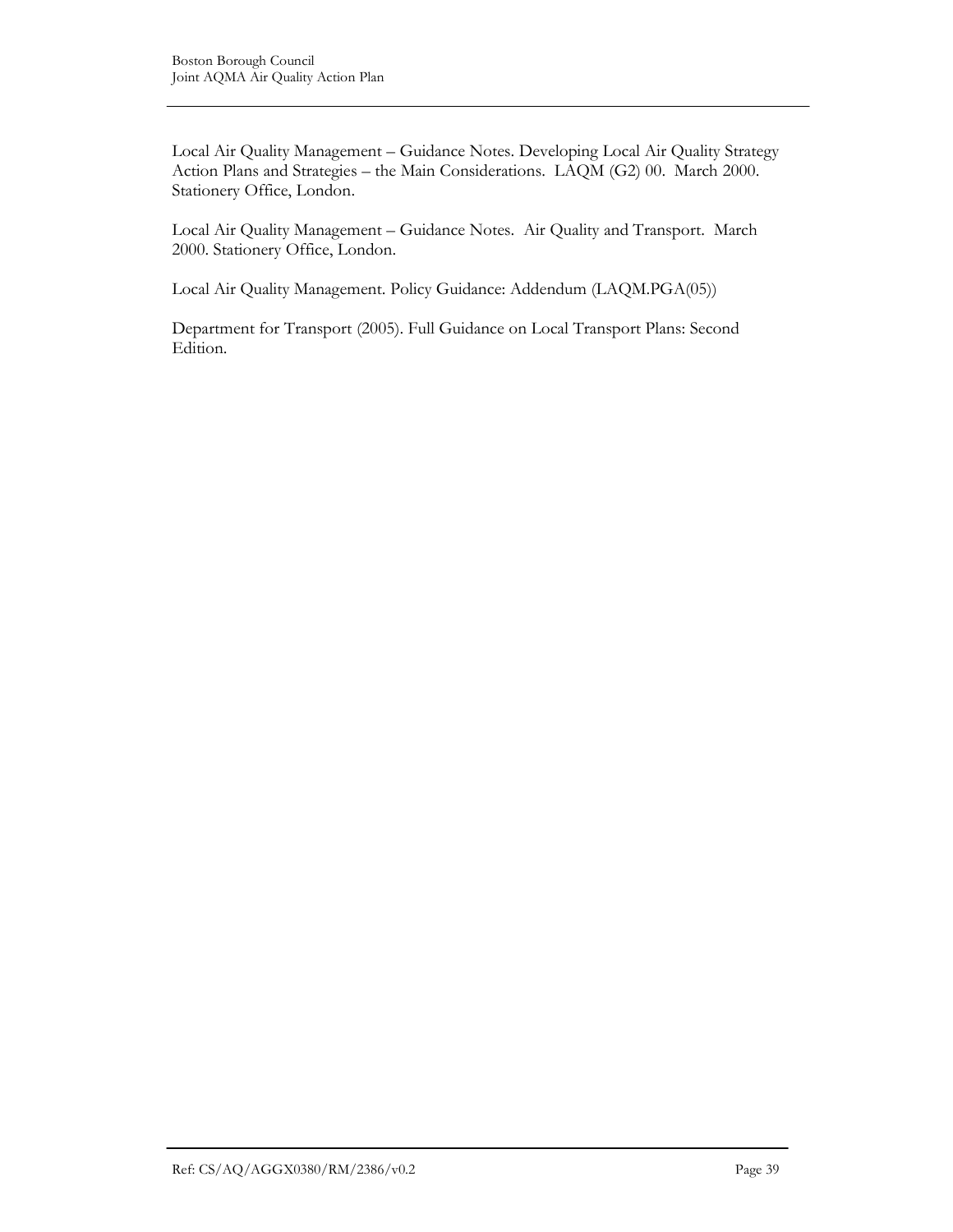Local Air Quality Management – Guidance Notes. Developing Local Air Quality Strategy Action Plans and Strategies – the Main Considerations. LAQM (G2) 00. March 2000. Stationery Office, London.

Local Air Quality Management – Guidance Notes. Air Quality and Transport. March 2000. Stationery Office, London.

Local Air Quality Management. Policy Guidance: Addendum (LAQM.PGA(05))

Department for Transport (2005). Full Guidance on Local Transport Plans: Second Edition.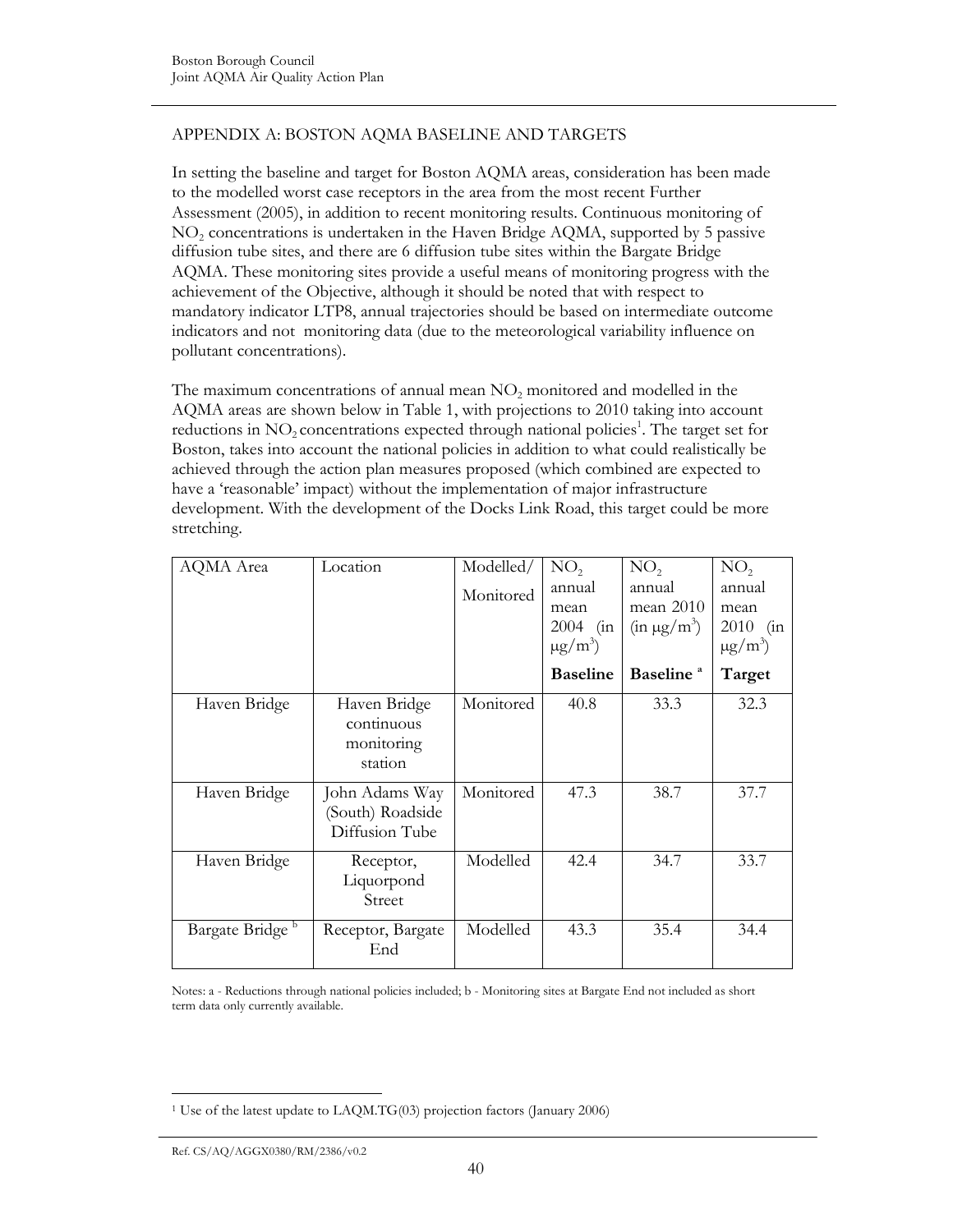## APPENDIX A: BOSTON AQMA BASELINE AND TARGETS

In setting the baseline and target for Boston AQMA areas, consideration has been made to the modelled worst case receptors in the area from the most recent Further Assessment (2005), in addition to recent monitoring results. Continuous monitoring of $NO_2$ concentrations is undertaken in the Haven Bridge AQMA, supported by 5 passive diffusion tube sites, and there are 6 diffusion tube sites within the Bargate Bridge AQMA. These monitoring sites provide a useful means of monitoring progress with the achievement of the Objective, although it should be noted that with respect to mandatory indicator LTP8, annual trajectories should be based on intermediate outcome indicators and not monitoring data (due to the meteorological variability influence on pollutant concentrations).

The maximum concentrations of annual mean $NO_2$ monitored and modelled in the AQMA areas are shown below in Table 1, with projections to 2010 taking into account reductions in $NO_2$ concentrations expected through national policies[1]. The target set for Boston, takes into account the national policies in addition to what could realistically be achieved through the action plan measures proposed (which combined are expected to have a 'reasonable' impact) without the implementation of major infrastructure development. With the development of the Docks Link Road, this target could be more stretching.

| AQMA Area | Location | Modelled/ Monitored | $NO_2$ annual mean 2004 (in $\mu g/m^3$) | $NO_2$ annual mean 2010 (in $\mu g/m^3$) | $NO_2$ annual mean 2010 (in $\mu g/m^3$) |
|---|---|---|---|---|---|
| | | | **Baseline** | **Baseline [a]** | **Target** |
| Haven Bridge | Haven Bridge continuous monitoring station | Monitored | 40.8 | 33.3 | 32.3 |
| Haven Bridge | John Adams Way (South) Roadside Diffusion Tube | Monitored | 47.3 | 38.7 | 37.7 |
| Haven Bridge | Receptor, Liquorpond Street | Modelled | 42.4 | 34.7 | 33.7 |
| Bargate Bridge [b] | Receptor, Bargate End | Modelled | 43.3 | 35.4 | 34.4 |

Notes: a - Reductions through national policies included; b - Monitoring sites at Bargate End not included as short term data only currently available.

[1] Use of the latest update to LAQM.TG(03) projection factors (January 2006)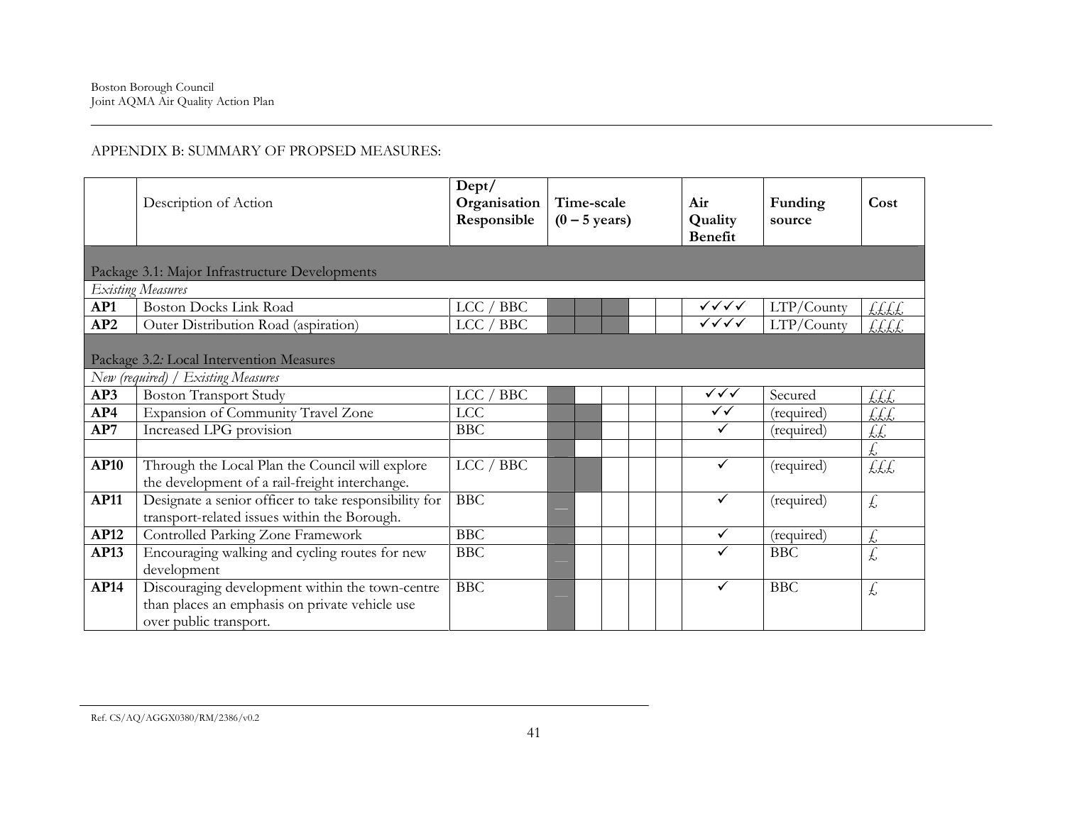APPENDIX B: SUMMARY OF PROPSED MEASURES:

| | Description of Action | Dept/ Organisation Responsible | Time-scale (0 – 5 years) | | | | | Air Quality Benefit | Funding source | Cost |
|---|---|---|---|---|---|---|---|---|---|---|
| **Package 3.1: Major Infrastructure Developments** | | | | | | | | | | |
| *Existing Measures* | | | | | | | | | | |
| **AP1** | Boston Docks Link Road | LCC / BBC | | | | | | ✓✓✓✓ | LTP/County | ££££ |
| **AP2** | Outer Distribution Road (aspiration) | LCC / BBC | | | | | | ✓✓✓✓ | LTP/County | ££££ |
| **Package 3.2: Local Intervention Measures** | | | | | | | | | | |
| *New (required) / Existing Measures* | | | | | | | | | | |
| **AP3** | Boston Transport Study | LCC / BBC | | | | | | ✓✓✓ | Secured | £££ |
| **AP4** | Expansion of Community Travel Zone | LCC | | | | | | ✓✓ | (required) | £££ |
| **AP7** | Increased LPG provision | BBC | | | | | | ✓ | (required) | ££ |
| | | | | | | | | | | £ |
| **AP10** | Through the Local Plan the Council will explore the development of a rail-freight interchange. | LCC / BBC | | | | | | ✓ | (required) | £££ |
| **AP11** | Designate a senior officer to take responsibility for transport-related issues within the Borough. | BBC | — | | | | | ✓ | (required) | £ |
| **AP12** | Controlled Parking Zone Framework | BBC | | | | | | ✓ | (required) | £ |
| **AP13** | Encouraging walking and cycling routes for new development | BBC | — | | | | | ✓ | BBC | £ |
| **AP14** | Discouraging development within the town-centre than places an emphasis on private vehicle use over public transport. | BBC | — | | | | | ✓ | BBC | £ |

Ref. CS/AQ/AGGX0380/RM/2386/v0.2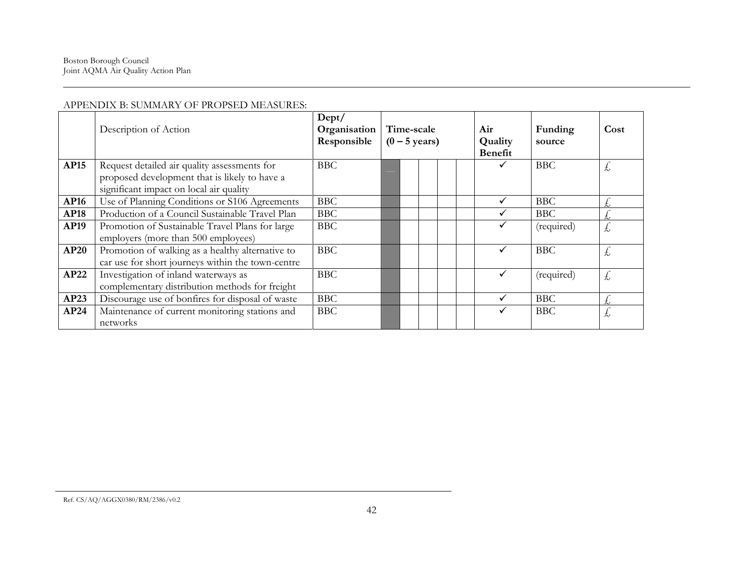APPENDIX B: SUMMARY OF PROPSED MEASURES:

| | Description of Action | Dept/ Organisation Responsible | Time-scale (0 – 5 years) | | | | | Air Quality Benefit | Funding source | Cost |
|---|---|---|---|---|---|---|---|---|---|---|
| **AP15** | Request detailed air quality assessments for proposed development that is likely to have a significant impact on local air quality | BBC | | | | | | ✓ | BBC | £ |
| **AP16** | Use of Planning Conditions or S106 Agreements | BBC | | | | | | ✓ | BBC | £ |
| **AP18** | Production of a Council Sustainable Travel Plan | BBC | | | | | | ✓ | BBC | £ |
| **AP19** | Promotion of Sustainable Travel Plans for large employers (more than 500 employees) | BBC | | | | | | ✓ | (required) | £ |
| **AP20** | Promotion of walking as a healthy alternative to car use for short journeys within the town-centre | BBC | | | | | | ✓ | BBC | £ |
| **AP22** | Investigation of inland waterways as complementary distribution methods for freight | BBC | | | | | | ✓ | (required) | £ |
| **AP23** | Discourage use of bonfires for disposal of waste | BBC | | | | | | ✓ | BBC | £ |
| **AP24** | Maintenance of current monitoring stations and networks | BBC | | | | | | ✓ | BBC | £ |

Ref. CS/AQ/AGGX0380/RM/2386/v0.2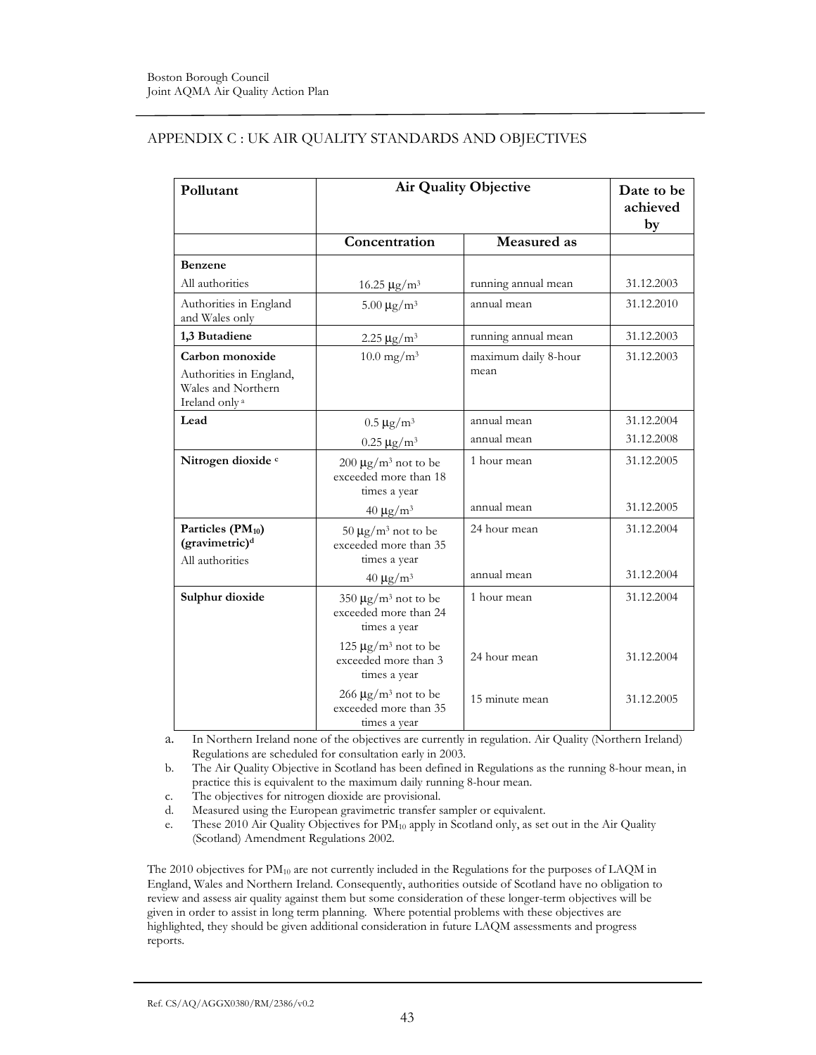## APPENDIX C : UK AIR QUALITY STANDARDS AND OBJECTIVES

| Pollutant | Air Quality Objective | | Date to be achieved by |
|---|---|---|---|
| | Concentration | Measured as | |
| **Benzene** | | | |
| All authorities | 16.25 μg/m³ | running annual mean | 31.12.2003 |
| Authorities in England and Wales only | 5.00 μg/m³ | annual mean | 31.12.2010 |
| **1,3 Butadiene** | 2.25 μg/m³ | running annual mean | 31.12.2003 |
| **Carbon monoxide** Authorities in England, Wales and Northern Ireland only [a] | 10.0 mg/m³ | maximum daily 8-hour mean | 31.12.2003 |
| **Lead** | 0.5 μg/m³ | annual mean | 31.12.2004 |
| | 0.25 μg/m³ | annual mean | 31.12.2008 |
| **Nitrogen dioxide** [c] | 200 μg/m³ not to be exceeded more than 18 times a year | 1 hour mean | 31.12.2005 |
| | 40 μg/m³ | annual mean | 31.12.2005 |
| **Particles ($PM_{10}$) (gravimetric)**[d] All authorities | 50 μg/m³ not to be exceeded more than 35 times a year | 24 hour mean | 31.12.2004 |
| | 40 μg/m³ | annual mean | 31.12.2004 |
| **Sulphur dioxide** | 350 μg/m³ not to be exceeded more than 24 times a year | 1 hour mean | 31.12.2004 |
| | 125 μg/m³ not to be exceeded more than 3 times a year | 24 hour mean | 31.12.2004 |
| | 266 μg/m³ not to be exceeded more than 35 times a year | 15 minute mean | 31.12.2005 |

a. In Northern Ireland none of the objectives are currently in regulation. Air Quality (Northern Ireland) Regulations are scheduled for consultation early in 2003.

b. The Air Quality Objective in Scotland has been defined in Regulations as the running 8-hour mean, in practice this is equivalent to the maximum daily running 8-hour mean.

c. The objectives for nitrogen dioxide are provisional.

d. Measured using the European gravimetric transfer sampler or equivalent.

e. These 2010 Air Quality Objectives for $PM_{10}$ apply in Scotland only, as set out in the Air Quality (Scotland) Amendment Regulations 2002.

The 2010 objectives for $PM_{10}$ are not currently included in the Regulations for the purposes of LAQM in England, Wales and Northern Ireland. Consequently, authorities outside of Scotland have no obligation to review and assess air quality against them but some consideration of these longer-term objectives will be given in order to assist in long term planning. Where potential problems with these objectives are highlighted, they should be given additional consideration in future LAQM assessments and progress reports.